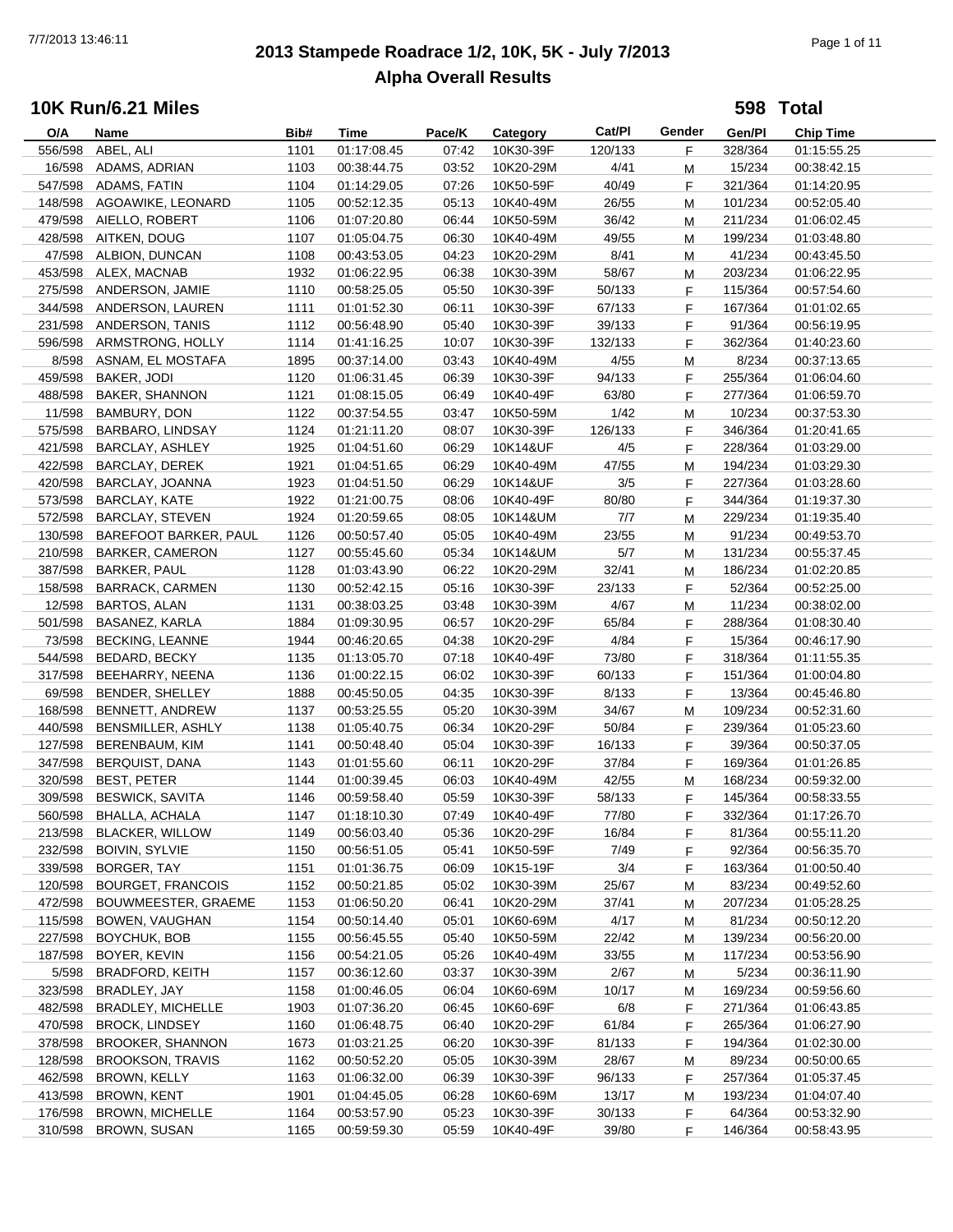# 2013 Stampede Roadrace 1/2, 10K, 5K - July 7/2013

## Alpha Overall Results

### 10K Run/6.21 Miles

**598 Total**

| O/A | Name | Bib# | Time | Pace/K | Category | Cat/Pl | Gender | Gen/Pl | Chip Time |
|---|---|---|---|---|---|---|---|---|---|
| 556/598 | ABEL, ALI | 1101 | 01:17:08.45 | 07:42 | 10K30-39F | 120/133 | F | 328/364 | 01:15:55.25 |
| 16/598 | ADAMS, ADRIAN | 1103 | 00:38:44.75 | 03:52 | 10K20-29M | 4/41 | M | 15/234 | 00:38:42.15 |
| 547/598 | ADAMS, FATIN | 1104 | 01:14:29.05 | 07:26 | 10K50-59F | 40/49 | F | 321/364 | 01:14:20.95 |
| 148/598 | AGOAWIKE, LEONARD | 1105 | 00:52:12.35 | 05:13 | 10K40-49M | 26/55 | M | 101/234 | 00:52:05.40 |
| 479/598 | AIELLO, ROBERT | 1106 | 01:07:20.80 | 06:44 | 10K50-59M | 36/42 | M | 211/234 | 01:06:02.45 |
| 428/598 | AITKEN, DOUG | 1107 | 01:05:04.75 | 06:30 | 10K40-49M | 49/55 | M | 199/234 | 01:03:48.80 |
| 47/598 | ALBION, DUNCAN | 1108 | 00:43:53.05 | 04:23 | 10K20-29M | 8/41 | M | 41/234 | 00:43:45.50 |
| 453/598 | ALEX, MACNAB | 1932 | 01:06:22.95 | 06:38 | 10K30-39M | 58/67 | M | 203/234 | 01:06:22.95 |
| 275/598 | ANDERSON, JAMIE | 1110 | 00:58:25.05 | 05:50 | 10K30-39F | 50/133 | F | 115/364 | 00:57:54.60 |
| 344/598 | ANDERSON, LAUREN | 1111 | 01:01:52.30 | 06:11 | 10K30-39F | 67/133 | F | 167/364 | 01:01:02.65 |
| 231/598 | ANDERSON, TANIS | 1112 | 00:56:48.90 | 05:40 | 10K30-39F | 39/133 | F | 91/364 | 00:56:19.95 |
| 596/598 | ARMSTRONG, HOLLY | 1114 | 01:41:16.25 | 10:07 | 10K30-39F | 132/133 | F | 362/364 | 01:40:23.60 |
| 8/598 | ASNAM, EL MOSTAFA | 1895 | 00:37:14.00 | 03:43 | 10K40-49M | 4/55 | M | 8/234 | 00:37:13.65 |
| 459/598 | BAKER, JODI | 1120 | 01:06:31.45 | 06:39 | 10K30-39F | 94/133 | F | 255/364 | 01:06:04.60 |
| 488/598 | BAKER, SHANNON | 1121 | 01:08:15.05 | 06:49 | 10K40-49F | 63/80 | F | 277/364 | 01:06:59.70 |
| 11/598 | BAMBURY, DON | 1122 | 00:37:54.55 | 03:47 | 10K50-59M | 1/42 | M | 10/234 | 00:37:53.30 |
| 575/598 | BARBARO, LINDSAY | 1124 | 01:21:11.20 | 08:07 | 10K30-39F | 126/133 | F | 346/364 | 01:20:41.65 |
| 421/598 | BARCLAY, ASHLEY | 1925 | 01:04:51.60 | 06:29 | 10K14&UF | 4/5 | F | 228/364 | 01:03:29.00 |
| 422/598 | BARCLAY, DEREK | 1921 | 01:04:51.65 | 06:29 | 10K40-49M | 47/55 | M | 194/234 | 01:03:29.30 |
| 420/598 | BARCLAY, JOANNA | 1923 | 01:04:51.50 | 06:29 | 10K14&UF | 3/5 | F | 227/364 | 01:03:28.60 |
| 573/598 | BARCLAY, KATE | 1922 | 01:21:00.75 | 08:06 | 10K40-49F | 80/80 | F | 344/364 | 01:19:37.30 |
| 572/598 | BARCLAY, STEVEN | 1924 | 01:20:59.65 | 08:05 | 10K14&UM | 7/7 | M | 229/234 | 01:19:35.40 |
| 130/598 | BAREFOOT BARKER, PAUL | 1126 | 00:50:57.40 | 05:05 | 10K40-49M | 23/55 | M | 91/234 | 00:49:53.70 |
| 210/598 | BARKER, CAMERON | 1127 | 00:55:45.60 | 05:34 | 10K14&UM | 5/7 | M | 131/234 | 00:55:37.45 |
| 387/598 | BARKER, PAUL | 1128 | 01:03:43.90 | 06:22 | 10K20-29M | 32/41 | M | 186/234 | 01:02:20.85 |
| 158/598 | BARRACK, CARMEN | 1130 | 00:52:42.15 | 05:16 | 10K30-39F | 23/133 | F | 52/364 | 00:52:25.00 |
| 12/598 | BARTOS, ALAN | 1131 | 00:38:03.25 | 03:48 | 10K30-39M | 4/67 | M | 11/234 | 00:38:02.00 |
| 501/598 | BASANEZ, KARLA | 1884 | 01:09:30.95 | 06:57 | 10K20-29F | 65/84 | F | 288/364 | 01:08:30.40 |
| 73/598 | BECKING, LEANNE | 1944 | 00:46:20.65 | 04:38 | 10K20-29F | 4/84 | F | 15/364 | 00:46:17.90 |
| 544/598 | BEDARD, BECKY | 1135 | 01:13:05.70 | 07:18 | 10K40-49F | 73/80 | F | 318/364 | 01:11:55.35 |
| 317/598 | BEEHARRY, NEENA | 1136 | 01:00:22.15 | 06:02 | 10K30-39F | 60/133 | F | 151/364 | 01:00:04.80 |
| 69/598 | BENDER, SHELLEY | 1888 | 00:45:50.05 | 04:35 | 10K30-39F | 8/133 | F | 13/364 | 00:45:46.80 |
| 168/598 | BENNETT, ANDREW | 1137 | 00:53:25.55 | 05:20 | 10K30-39M | 34/67 | M | 109/234 | 00:52:31.60 |
| 440/598 | BENSMILLER, ASHLY | 1138 | 01:05:40.75 | 06:34 | 10K20-29F | 50/84 | F | 239/364 | 01:05:23.60 |
| 127/598 | BERENBAUM, KIM | 1141 | 00:50:48.40 | 05:04 | 10K30-39F | 16/133 | F | 39/364 | 00:50:37.05 |
| 347/598 | BERQUIST, DANA | 1143 | 01:01:55.60 | 06:11 | 10K20-29F | 37/84 | F | 169/364 | 01:01:26.85 |
| 320/598 | BEST, PETER | 1144 | 01:00:39.45 | 06:03 | 10K40-49M | 42/55 | M | 168/234 | 00:59:32.00 |
| 309/598 | BESWICK, SAVITA | 1146 | 00:59:58.40 | 05:59 | 10K30-39F | 58/133 | F | 145/364 | 00:58:33.55 |
| 560/598 | BHALLA, ACHALA | 1147 | 01:18:10.30 | 07:49 | 10K40-49F | 77/80 | F | 332/364 | 01:17:26.70 |
| 213/598 | BLACKER, WILLOW | 1149 | 00:56:03.40 | 05:36 | 10K20-29F | 16/84 | F | 81/364 | 00:55:11.20 |
| 232/598 | BOIVIN, SYLVIE | 1150 | 00:56:51.05 | 05:41 | 10K50-59F | 7/49 | F | 92/364 | 00:56:35.70 |
| 339/598 | BORGER, TAY | 1151 | 01:01:36.75 | 06:09 | 10K15-19F | 3/4 | F | 163/364 | 01:00:50.40 |
| 120/598 | BOURGET, FRANCOIS | 1152 | 00:50:21.85 | 05:02 | 10K30-39M | 25/67 | M | 83/234 | 00:49:52.60 |
| 472/598 | BOUWMEESTER, GRAEME | 1153 | 01:06:50.20 | 06:41 | 10K20-29M | 37/41 | M | 207/234 | 01:05:28.25 |
| 115/598 | BOWEN, VAUGHAN | 1154 | 00:50:14.40 | 05:01 | 10K60-69M | 4/17 | M | 81/234 | 00:50:12.20 |
| 227/598 | BOYCHUK, BOB | 1155 | 00:56:45.55 | 05:40 | 10K50-59M | 22/42 | M | 139/234 | 00:56:20.00 |
| 187/598 | BOYER, KEVIN | 1156 | 00:54:21.05 | 05:26 | 10K40-49M | 33/55 | M | 117/234 | 00:53:56.90 |
| 5/598 | BRADFORD, KEITH | 1157 | 00:36:12.60 | 03:37 | 10K30-39M | 2/67 | M | 5/234 | 00:36:11.90 |
| 323/598 | BRADLEY, JAY | 1158 | 01:00:46.05 | 06:04 | 10K60-69M | 10/17 | M | 169/234 | 00:59:56.60 |
| 482/598 | BRADLEY, MICHELLE | 1903 | 01:07:36.20 | 06:45 | 10K60-69F | 6/8 | F | 271/364 | 01:06:43.85 |
| 470/598 | BROCK, LINDSEY | 1160 | 01:06:48.75 | 06:40 | 10K20-29F | 61/84 | F | 265/364 | 01:06:27.90 |
| 378/598 | BROOKER, SHANNON | 1673 | 01:03:21.25 | 06:20 | 10K30-39F | 81/133 | F | 194/364 | 01:02:30.00 |
| 128/598 | BROOKSON, TRAVIS | 1162 | 00:50:52.20 | 05:05 | 10K30-39M | 28/67 | M | 89/234 | 00:50:00.65 |
| 462/598 | BROWN, KELLY | 1163 | 01:06:32.00 | 06:39 | 10K30-39F | 96/133 | F | 257/364 | 01:05:37.45 |
| 413/598 | BROWN, KENT | 1901 | 01:04:45.05 | 06:28 | 10K60-69M | 13/17 | M | 193/234 | 01:04:07.40 |
| 176/598 | BROWN, MICHELLE | 1164 | 00:53:57.90 | 05:23 | 10K30-39F | 30/133 | F | 64/364 | 00:53:32.90 |
| 310/598 | BROWN, SUSAN | 1165 | 00:59:59.30 | 05:59 | 10K40-49F | 39/80 | F | 146/364 | 00:58:43.95 |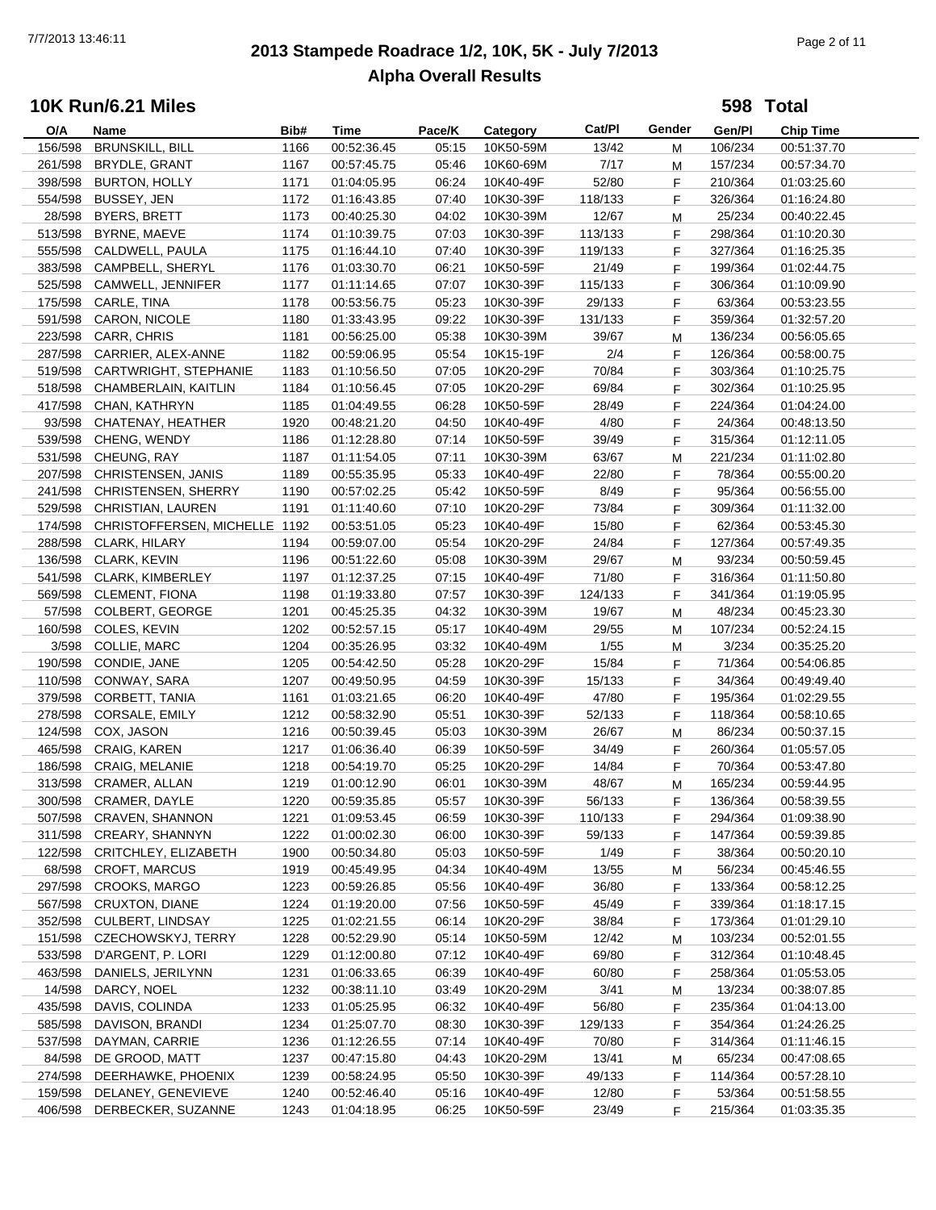# 2013 Stampede Roadrace 1/2, 10K, 5K - July 7/2013

## Alpha Overall Results

### 10K Run/6.21 Miles

**598 Total**

| O/A | Name | Bib# | Time | Pace/K | Category | Cat/Pl | Gender | Gen/Pl | Chip Time |
|---|---|---|---|---|---|---|---|---|---|
| 156/598 | BRUNSKILL, BILL | 1166 | 00:52:36.45 | 05:15 | 10K50-59M | 13/42 | M | 106/234 | 00:51:37.70 |
| 261/598 | BRYDLE, GRANT | 1167 | 00:57:45.75 | 05:46 | 10K60-69M | 7/17 | M | 157/234 | 00:57:34.70 |
| 398/598 | BURTON, HOLLY | 1171 | 01:04:05.95 | 06:24 | 10K40-49F | 52/80 | F | 210/364 | 01:03:25.60 |
| 554/598 | BUSSEY, JEN | 1172 | 01:16:43.85 | 07:40 | 10K30-39F | 118/133 | F | 326/364 | 01:16:24.80 |
| 28/598 | BYERS, BRETT | 1173 | 00:40:25.30 | 04:02 | 10K30-39M | 12/67 | M | 25/234 | 00:40:22.45 |
| 513/598 | BYRNE, MAEVE | 1174 | 01:10:39.75 | 07:03 | 10K30-39F | 113/133 | F | 298/364 | 01:10:20.30 |
| 555/598 | CALDWELL, PAULA | 1175 | 01:16:44.10 | 07:40 | 10K30-39F | 119/133 | F | 327/364 | 01:16:25.35 |
| 383/598 | CAMPBELL, SHERYL | 1176 | 01:03:30.70 | 06:21 | 10K50-59F | 21/49 | F | 199/364 | 01:02:44.75 |
| 525/598 | CAMWELL, JENNIFER | 1177 | 01:11:14.65 | 07:07 | 10K30-39F | 115/133 | F | 306/364 | 01:10:09.90 |
| 175/598 | CARLE, TINA | 1178 | 00:53:56.75 | 05:23 | 10K30-39F | 29/133 | F | 63/364 | 00:53:23.55 |
| 591/598 | CARON, NICOLE | 1180 | 01:33:43.95 | 09:22 | 10K30-39F | 131/133 | F | 359/364 | 01:32:57.20 |
| 223/598 | CARR, CHRIS | 1181 | 00:56:25.00 | 05:38 | 10K30-39M | 39/67 | M | 136/234 | 00:56:05.65 |
| 287/598 | CARRIER, ALEX-ANNE | 1182 | 00:59:06.95 | 05:54 | 10K15-19F | 2/4 | F | 126/364 | 00:58:00.75 |
| 519/598 | CARTWRIGHT, STEPHANIE | 1183 | 01:10:56.50 | 07:05 | 10K20-29F | 70/84 | F | 303/364 | 01:10:25.75 |
| 518/598 | CHAMBERLAIN, KAITLIN | 1184 | 01:10:56.45 | 07:05 | 10K20-29F | 69/84 | F | 302/364 | 01:10:25.95 |
| 417/598 | CHAN, KATHRYN | 1185 | 01:04:49.55 | 06:28 | 10K50-59F | 28/49 | F | 224/364 | 01:04:24.00 |
| 93/598 | CHATENAY, HEATHER | 1920 | 00:48:21.20 | 04:50 | 10K40-49F | 4/80 | F | 24/364 | 00:48:13.50 |
| 539/598 | CHENG, WENDY | 1186 | 01:12:28.80 | 07:14 | 10K50-59F | 39/49 | F | 315/364 | 01:12:11.05 |
| 531/598 | CHEUNG, RAY | 1187 | 01:11:54.05 | 07:11 | 10K30-39M | 63/67 | M | 221/234 | 01:11:02.80 |
| 207/598 | CHRISTENSEN, JANIS | 1189 | 00:55:35.95 | 05:33 | 10K40-49F | 22/80 | F | 78/364 | 00:55:00.20 |
| 241/598 | CHRISTENSEN, SHERRY | 1190 | 00:57:02.25 | 05:42 | 10K50-59F | 8/49 | F | 95/364 | 00:56:55.00 |
| 529/598 | CHRISTIAN, LAUREN | 1191 | 01:11:40.60 | 07:10 | 10K20-29F | 73/84 | F | 309/364 | 01:11:32.00 |
| 174/598 | CHRISTOFFERSEN, MICHELLE | 1192 | 00:53:51.05 | 05:23 | 10K40-49F | 15/80 | F | 62/364 | 00:53:45.30 |
| 288/598 | CLARK, HILARY | 1194 | 00:59:07.00 | 05:54 | 10K20-29F | 24/84 | F | 127/364 | 00:57:49.35 |
| 136/598 | CLARK, KEVIN | 1196 | 00:51:22.60 | 05:08 | 10K30-39M | 29/67 | M | 93/234 | 00:50:59.45 |
| 541/598 | CLARK, KIMBERLEY | 1197 | 01:12:37.25 | 07:15 | 10K40-49F | 71/80 | F | 316/364 | 01:11:50.80 |
| 569/598 | CLEMENT, FIONA | 1198 | 01:19:33.80 | 07:57 | 10K30-39F | 124/133 | F | 341/364 | 01:19:05.95 |
| 57/598 | COLBERT, GEORGE | 1201 | 00:45:25.35 | 04:32 | 10K30-39M | 19/67 | M | 48/234 | 00:45:23.30 |
| 160/598 | COLES, KEVIN | 1202 | 00:52:57.15 | 05:17 | 10K40-49M | 29/55 | M | 107/234 | 00:52:24.15 |
| 3/598 | COLLIE, MARC | 1204 | 00:35:26.95 | 03:32 | 10K40-49M | 1/55 | M | 3/234 | 00:35:25.20 |
| 190/598 | CONDIE, JANE | 1205 | 00:54:42.50 | 05:28 | 10K20-29F | 15/84 | F | 71/364 | 00:54:06.85 |
| 110/598 | CONWAY, SARA | 1207 | 00:49:50.95 | 04:59 | 10K30-39F | 15/133 | F | 34/364 | 00:49:49.40 |
| 379/598 | CORBETT, TANIA | 1161 | 01:03:21.65 | 06:20 | 10K40-49F | 47/80 | F | 195/364 | 01:02:29.55 |
| 278/598 | CORSALE, EMILY | 1212 | 00:58:32.90 | 05:51 | 10K30-39F | 52/133 | F | 118/364 | 00:58:10.65 |
| 124/598 | COX, JASON | 1216 | 00:50:39.45 | 05:03 | 10K30-39M | 26/67 | M | 86/234 | 00:50:37.15 |
| 465/598 | CRAIG, KAREN | 1217 | 01:06:36.40 | 06:39 | 10K50-59F | 34/49 | F | 260/364 | 01:05:57.05 |
| 186/598 | CRAIG, MELANIE | 1218 | 00:54:19.70 | 05:25 | 10K20-29F | 14/84 | F | 70/364 | 00:53:47.80 |
| 313/598 | CRAMER, ALLAN | 1219 | 01:00:12.90 | 06:01 | 10K30-39M | 48/67 | M | 165/234 | 00:59:44.95 |
| 300/598 | CRAMER, DAYLE | 1220 | 00:59:35.85 | 05:57 | 10K30-39F | 56/133 | F | 136/364 | 00:58:39.55 |
| 507/598 | CRAVEN, SHANNON | 1221 | 01:09:53.45 | 06:59 | 10K30-39F | 110/133 | F | 294/364 | 01:09:38.90 |
| 311/598 | CREARY, SHANNYN | 1222 | 01:00:02.30 | 06:00 | 10K30-39F | 59/133 | F | 147/364 | 00:59:39.85 |
| 122/598 | CRITCHLEY, ELIZABETH | 1900 | 00:50:34.80 | 05:03 | 10K50-59F | 1/49 | F | 38/364 | 00:50:20.10 |
| 68/598 | CROFT, MARCUS | 1919 | 00:45:49.95 | 04:34 | 10K40-49M | 13/55 | M | 56/234 | 00:45:46.55 |
| 297/598 | CROOKS, MARGO | 1223 | 00:59:26.85 | 05:56 | 10K40-49F | 36/80 | F | 133/364 | 00:58:12.25 |
| 567/598 | CRUXTON, DIANE | 1224 | 01:19:20.00 | 07:56 | 10K50-59F | 45/49 | F | 339/364 | 01:18:17.15 |
| 352/598 | CULBERT, LINDSAY | 1225 | 01:02:21.55 | 06:14 | 10K20-29F | 38/84 | F | 173/364 | 01:01:29.10 |
| 151/598 | CZECHOWSKYJ, TERRY | 1228 | 00:52:29.90 | 05:14 | 10K50-59M | 12/42 | M | 103/234 | 00:52:01.55 |
| 533/598 | D'ARGENT, P. LORI | 1229 | 01:12:00.80 | 07:12 | 10K40-49F | 69/80 | F | 312/364 | 01:10:48.45 |
| 463/598 | DANIELS, JERILYNN | 1231 | 01:06:33.65 | 06:39 | 10K40-49F | 60/80 | F | 258/364 | 01:05:53.05 |
| 14/598 | DARCY, NOEL | 1232 | 00:38:11.10 | 03:49 | 10K20-29M | 3/41 | M | 13/234 | 00:38:07.85 |
| 435/598 | DAVIS, COLINDA | 1233 | 01:05:25.95 | 06:32 | 10K40-49F | 56/80 | F | 235/364 | 01:04:13.00 |
| 585/598 | DAVISON, BRANDI | 1234 | 01:25:07.70 | 08:30 | 10K30-39F | 129/133 | F | 354/364 | 01:24:26.25 |
| 537/598 | DAYMAN, CARRIE | 1236 | 01:12:26.55 | 07:14 | 10K40-49F | 70/80 | F | 314/364 | 01:11:46.15 |
| 84/598 | DE GROOD, MATT | 1237 | 00:47:15.80 | 04:43 | 10K20-29M | 13/41 | M | 65/234 | 00:47:08.65 |
| 274/598 | DEERHAWKE, PHOENIX | 1239 | 00:58:24.95 | 05:50 | 10K30-39F | 49/133 | F | 114/364 | 00:57:28.10 |
| 159/598 | DELANEY, GENEVIEVE | 1240 | 00:52:46.40 | 05:16 | 10K40-49F | 12/80 | F | 53/364 | 00:51:58.55 |
| 406/598 | DERBECKER, SUZANNE | 1243 | 01:04:18.95 | 06:25 | 10K50-59F | 23/49 | F | 215/364 | 01:03:35.35 |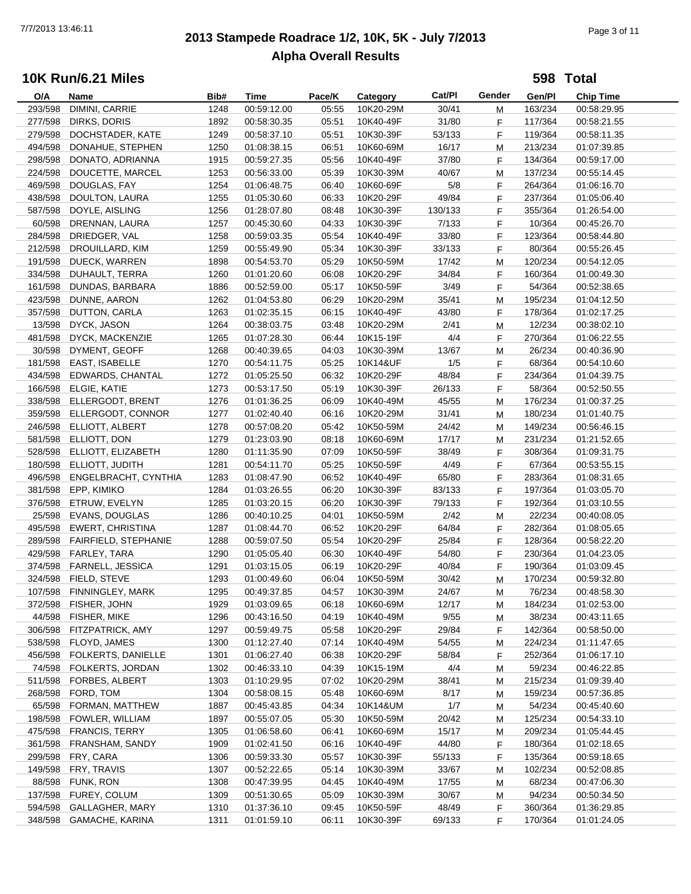# 2013 Stampede Roadrace 1/2, 10K, 5K - July 7/2013

## Alpha Overall Results

### 10K Run/6.21 Miles

**598 Total**

| O/A | Name | Bib# | Time | Pace/K | Category | Cat/Pl | Gender | Gen/Pl | Chip Time |
|---|---|---|---|---|---|---|---|---|---|
| 293/598 | DIMINI, CARRIE | 1248 | 00:59:12.00 | 05:55 | 10K20-29M | 30/41 | M | 163/234 | 00:58:29.95 |
| 277/598 | DIRKS, DORIS | 1892 | 00:58:30.35 | 05:51 | 10K40-49F | 31/80 | F | 117/364 | 00:58:21.55 |
| 279/598 | DOCHSTADER, KATE | 1249 | 00:58:37.10 | 05:51 | 10K30-39F | 53/133 | F | 119/364 | 00:58:11.35 |
| 494/598 | DONAHUE, STEPHEN | 1250 | 01:08:38.15 | 06:51 | 10K60-69M | 16/17 | M | 213/234 | 01:07:39.85 |
| 298/598 | DONATO, ADRIANNA | 1915 | 00:59:27.35 | 05:56 | 10K40-49F | 37/80 | F | 134/364 | 00:59:17.00 |
| 224/598 | DOUCETTE, MARCEL | 1253 | 00:56:33.00 | 05:39 | 10K30-39M | 40/67 | M | 137/234 | 00:55:14.45 |
| 469/598 | DOUGLAS, FAY | 1254 | 01:06:48.75 | 06:40 | 10K60-69F | 5/8 | F | 264/364 | 01:06:16.70 |
| 438/598 | DOULTON, LAURA | 1255 | 01:05:30.60 | 06:33 | 10K20-29F | 49/84 | F | 237/364 | 01:05:06.40 |
| 587/598 | DOYLE, AISLING | 1256 | 01:28:07.80 | 08:48 | 10K30-39F | 130/133 | F | 355/364 | 01:26:54.00 |
| 60/598 | DRENNAN, LAURA | 1257 | 00:45:30.60 | 04:33 | 10K30-39F | 7/133 | F | 10/364 | 00:45:26.70 |
| 284/598 | DRIEDGER, VAL | 1258 | 00:59:03.35 | 05:54 | 10K40-49F | 33/80 | F | 123/364 | 00:58:44.80 |
| 212/598 | DROUILLARD, KIM | 1259 | 00:55:49.90 | 05:34 | 10K30-39F | 33/133 | F | 80/364 | 00:55:26.45 |
| 191/598 | DUECK, WARREN | 1898 | 00:54:53.70 | 05:29 | 10K50-59M | 17/42 | M | 120/234 | 00:54:12.05 |
| 334/598 | DUHAULT, TERRA | 1260 | 01:01:20.60 | 06:08 | 10K20-29F | 34/84 | F | 160/364 | 01:00:49.30 |
| 161/598 | DUNDAS, BARBARA | 1886 | 00:52:59.00 | 05:17 | 10K50-59F | 3/49 | F | 54/364 | 00:52:38.65 |
| 423/598 | DUNNE, AARON | 1262 | 01:04:53.80 | 06:29 | 10K20-29M | 35/41 | M | 195/234 | 01:04:12.50 |
| 357/598 | DUTTON, CARLA | 1263 | 01:02:35.15 | 06:15 | 10K40-49F | 43/80 | F | 178/364 | 01:02:17.25 |
| 13/598 | DYCK, JASON | 1264 | 00:38:03.75 | 03:48 | 10K20-29M | 2/41 | M | 12/234 | 00:38:02.10 |
| 481/598 | DYCK, MACKENZIE | 1265 | 01:07:28.30 | 06:44 | 10K15-19F | 4/4 | F | 270/364 | 01:06:22.55 |
| 30/598 | DYMENT, GEOFF | 1268 | 00:40:39.65 | 04:03 | 10K30-39M | 13/67 | M | 26/234 | 00:40:36.90 |
| 181/598 | EAST, ISABELLE | 1270 | 00:54:11.75 | 05:25 | 10K14&UF | 1/5 | F | 68/364 | 00:54:10.60 |
| 434/598 | EDWARDS, CHANTAL | 1272 | 01:05:25.50 | 06:32 | 10K20-29F | 48/84 | F | 234/364 | 01:04:39.75 |
| 166/598 | ELGIE, KATIE | 1273 | 00:53:17.50 | 05:19 | 10K30-39F | 26/133 | F | 58/364 | 00:52:50.55 |
| 338/598 | ELLERGODT, BRENT | 1276 | 01:01:36.25 | 06:09 | 10K40-49M | 45/55 | M | 176/234 | 01:00:37.25 |
| 359/598 | ELLERGODT, CONNOR | 1277 | 01:02:40.40 | 06:16 | 10K20-29M | 31/41 | M | 180/234 | 01:01:40.75 |
| 246/598 | ELLIOTT, ALBERT | 1278 | 00:57:08.20 | 05:42 | 10K50-59M | 24/42 | M | 149/234 | 00:56:46.15 |
| 581/598 | ELLIOTT, DON | 1279 | 01:23:03.90 | 08:18 | 10K60-69M | 17/17 | M | 231/234 | 01:21:52.65 |
| 528/598 | ELLIOTT, ELIZABETH | 1280 | 01:11:35.90 | 07:09 | 10K50-59F | 38/49 | F | 308/364 | 01:09:31.75 |
| 180/598 | ELLIOTT, JUDITH | 1281 | 00:54:11.70 | 05:25 | 10K50-59F | 4/49 | F | 67/364 | 00:53:55.15 |
| 496/598 | ENGELBRACHT, CYNTHIA | 1283 | 01:08:47.90 | 06:52 | 10K40-49F | 65/80 | F | 283/364 | 01:08:31.65 |
| 381/598 | EPP, KIMIKO | 1284 | 01:03:26.55 | 06:20 | 10K30-39F | 83/133 | F | 197/364 | 01:03:05.70 |
| 376/598 | ETRUW, EVELYN | 1285 | 01:03:20.15 | 06:20 | 10K30-39F | 79/133 | F | 192/364 | 01:03:10.55 |
| 25/598 | EVANS, DOUGLAS | 1286 | 00:40:10.25 | 04:01 | 10K50-59M | 2/42 | M | 22/234 | 00:40:08.05 |
| 495/598 | EWERT, CHRISTINA | 1287 | 01:08:44.70 | 06:52 | 10K20-29F | 64/84 | F | 282/364 | 01:08:05.65 |
| 289/598 | FAIRFIELD, STEPHANIE | 1288 | 00:59:07.50 | 05:54 | 10K20-29F | 25/84 | F | 128/364 | 00:58:22.20 |
| 429/598 | FARLEY, TARA | 1290 | 01:05:05.40 | 06:30 | 10K40-49F | 54/80 | F | 230/364 | 01:04:23.05 |
| 374/598 | FARNELL, JESSICA | 1291 | 01:03:15.05 | 06:19 | 10K20-29F | 40/84 | F | 190/364 | 01:03:09.45 |
| 324/598 | FIELD, STEVE | 1293 | 01:00:49.60 | 06:04 | 10K50-59M | 30/42 | M | 170/234 | 00:59:32.80 |
| 107/598 | FINNINGLEY, MARK | 1295 | 00:49:37.85 | 04:57 | 10K30-39M | 24/67 | M | 76/234 | 00:48:58.30 |
| 372/598 | FISHER, JOHN | 1929 | 01:03:09.65 | 06:18 | 10K60-69M | 12/17 | M | 184/234 | 01:02:53.00 |
| 44/598 | FISHER, MIKE | 1296 | 00:43:16.50 | 04:19 | 10K40-49M | 9/55 | M | 38/234 | 00:43:11.65 |
| 306/598 | FITZPATRICK, AMY | 1297 | 00:59:49.75 | 05:58 | 10K20-29F | 29/84 | F | 142/364 | 00:58:50.00 |
| 538/598 | FLOYD, JAMES | 1300 | 01:12:27.40 | 07:14 | 10K40-49M | 54/55 | M | 224/234 | 01:11:47.65 |
| 456/598 | FOLKERTS, DANIELLE | 1301 | 01:06:27.40 | 06:38 | 10K20-29F | 58/84 | F | 252/364 | 01:06:17.10 |
| 74/598 | FOLKERTS, JORDAN | 1302 | 00:46:33.10 | 04:39 | 10K15-19M | 4/4 | M | 59/234 | 00:46:22.85 |
| 511/598 | FORBES, ALBERT | 1303 | 01:10:29.95 | 07:02 | 10K20-29M | 38/41 | M | 215/234 | 01:09:39.40 |
| 268/598 | FORD, TOM | 1304 | 00:58:08.15 | 05:48 | 10K60-69M | 8/17 | M | 159/234 | 00:57:36.85 |
| 65/598 | FORMAN, MATTHEW | 1887 | 00:45:43.85 | 04:34 | 10K14&UM | 1/7 | M | 54/234 | 00:45:40.60 |
| 198/598 | FOWLER, WILLIAM | 1897 | 00:55:07.05 | 05:30 | 10K50-59M | 20/42 | M | 125/234 | 00:54:33.10 |
| 475/598 | FRANCIS, TERRY | 1305 | 01:06:58.60 | 06:41 | 10K60-69M | 15/17 | M | 209/234 | 01:05:44.45 |
| 361/598 | FRANSHAM, SANDY | 1909 | 01:02:41.50 | 06:16 | 10K40-49F | 44/80 | F | 180/364 | 01:02:18.65 |
| 299/598 | FRY, CARA | 1306 | 00:59:33.30 | 05:57 | 10K30-39F | 55/133 | F | 135/364 | 00:59:18.65 |
| 149/598 | FRY, TRAVIS | 1307 | 00:52:22.65 | 05:14 | 10K30-39M | 33/67 | M | 102/234 | 00:52:08.85 |
| 88/598 | FUNK, RON | 1308 | 00:47:39.95 | 04:45 | 10K40-49M | 17/55 | M | 68/234 | 00:47:06.30 |
| 137/598 | FUREY, COLUM | 1309 | 00:51:30.65 | 05:09 | 10K30-39M | 30/67 | M | 94/234 | 00:50:34.50 |
| 594/598 | GALLAGHER, MARY | 1310 | 01:37:36.10 | 09:45 | 10K50-59F | 48/49 | F | 360/364 | 01:36:29.85 |
| 348/598 | GAMACHE, KARINA | 1311 | 01:01:59.10 | 06:11 | 10K30-39F | 69/133 | F | 170/364 | 01:01:24.05 |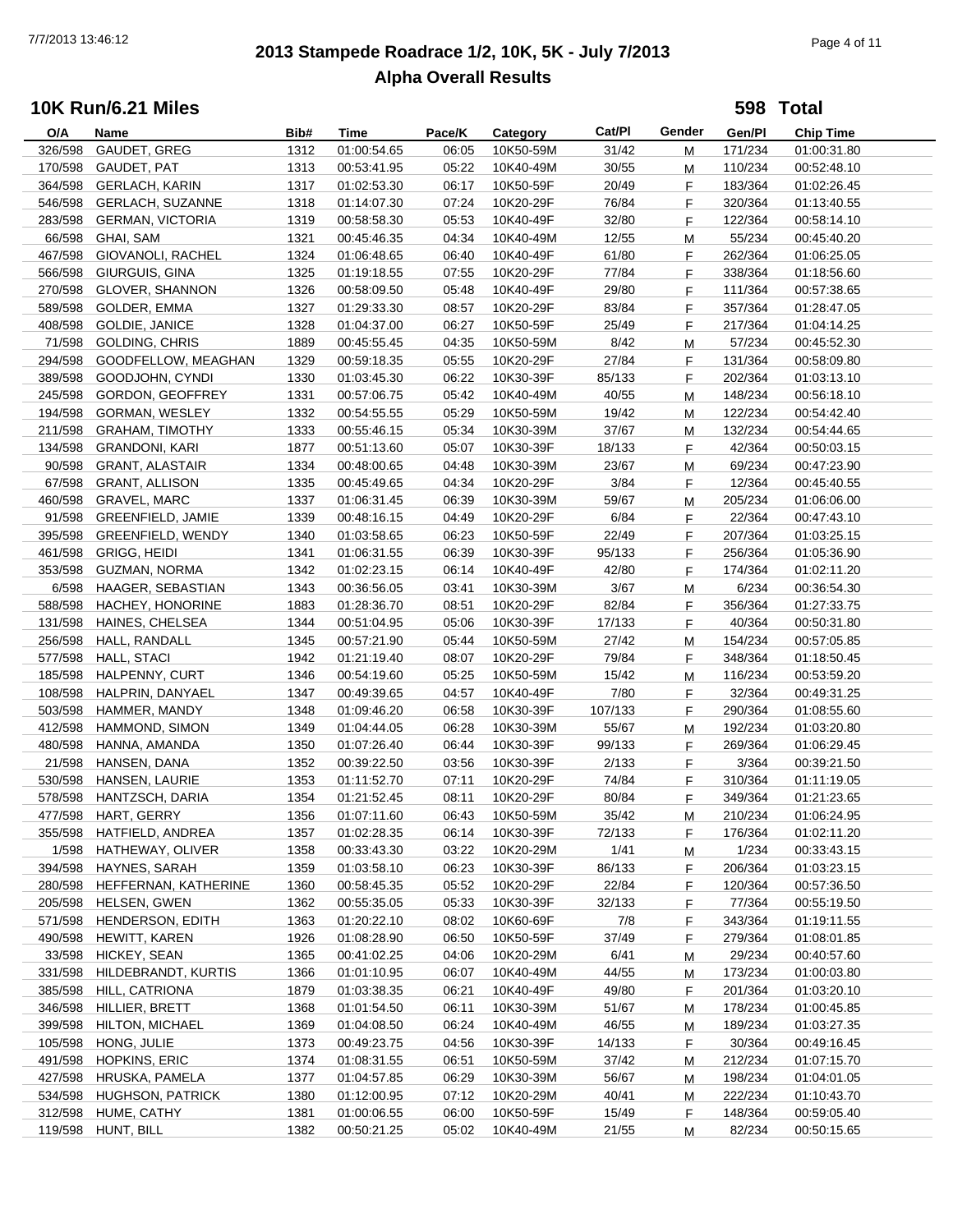# 2013 Stampede Roadrace 1/2, 10K, 5K - July 7/2013

## Alpha Overall Results

### 10K Run/6.21 Miles

**598 Total**

| O/A | Name | Bib# | Time | Pace/K | Category | Cat/Pl | Gender | Gen/Pl | Chip Time |
|---|---|---|---|---|---|---|---|---|---|
| 326/598 | GAUDET, GREG | 1312 | 01:00:54.65 | 06:05 | 10K50-59M | 31/42 | M | 171/234 | 01:00:31.80 |
| 170/598 | GAUDET, PAT | 1313 | 00:53:41.95 | 05:22 | 10K40-49M | 30/55 | M | 110/234 | 00:52:48.10 |
| 364/598 | GERLACH, KARIN | 1317 | 01:02:53.30 | 06:17 | 10K50-59F | 20/49 | F | 183/364 | 01:02:26.45 |
| 546/598 | GERLACH, SUZANNE | 1318 | 01:14:07.30 | 07:24 | 10K20-29F | 76/84 | F | 320/364 | 01:13:40.55 |
| 283/598 | GERMAN, VICTORIA | 1319 | 00:58:58.30 | 05:53 | 10K40-49F | 32/80 | F | 122/364 | 00:58:14.10 |
| 66/598 | GHAI, SAM | 1321 | 00:45:46.35 | 04:34 | 10K40-49M | 12/55 | M | 55/234 | 00:45:40.20 |
| 467/598 | GIOVANOLI, RACHEL | 1324 | 01:06:48.65 | 06:40 | 10K40-49F | 61/80 | F | 262/364 | 01:06:25.05 |
| 566/598 | GIURGUIS, GINA | 1325 | 01:19:18.55 | 07:55 | 10K20-29F | 77/84 | F | 338/364 | 01:18:56.60 |
| 270/598 | GLOVER, SHANNON | 1326 | 00:58:09.50 | 05:48 | 10K40-49F | 29/80 | F | 111/364 | 00:57:38.65 |
| 589/598 | GOLDER, EMMA | 1327 | 01:29:33.30 | 08:57 | 10K20-29F | 83/84 | F | 357/364 | 01:28:47.05 |
| 408/598 | GOLDIE, JANICE | 1328 | 01:04:37.00 | 06:27 | 10K50-59F | 25/49 | F | 217/364 | 01:04:14.25 |
| 71/598 | GOLDING, CHRIS | 1889 | 00:45:55.45 | 04:35 | 10K50-59M | 8/42 | M | 57/234 | 00:45:52.30 |
| 294/598 | GOODFELLOW, MEAGHAN | 1329 | 00:59:18.35 | 05:55 | 10K20-29F | 27/84 | F | 131/364 | 00:58:09.80 |
| 389/598 | GOODJOHN, CYNDI | 1330 | 01:03:45.30 | 06:22 | 10K30-39F | 85/133 | F | 202/364 | 01:03:13.10 |
| 245/598 | GORDON, GEOFFREY | 1331 | 00:57:06.75 | 05:42 | 10K40-49M | 40/55 | M | 148/234 | 00:56:18.10 |
| 194/598 | GORMAN, WESLEY | 1332 | 00:54:55.55 | 05:29 | 10K50-59M | 19/42 | M | 122/234 | 00:54:42.40 |
| 211/598 | GRAHAM, TIMOTHY | 1333 | 00:55:46.15 | 05:34 | 10K30-39M | 37/67 | M | 132/234 | 00:54:44.65 |
| 134/598 | GRANDONI, KARI | 1877 | 00:51:13.60 | 05:07 | 10K30-39F | 18/133 | F | 42/364 | 00:50:03.15 |
| 90/598 | GRANT, ALASTAIR | 1334 | 00:48:00.65 | 04:48 | 10K30-39M | 23/67 | M | 69/234 | 00:47:23.90 |
| 67/598 | GRANT, ALLISON | 1335 | 00:45:49.65 | 04:34 | 10K20-29F | 3/84 | F | 12/364 | 00:45:40.55 |
| 460/598 | GRAVEL, MARC | 1337 | 01:06:31.45 | 06:39 | 10K30-39M | 59/67 | M | 205/234 | 01:06:06.00 |
| 91/598 | GREENFIELD, JAMIE | 1339 | 00:48:16.15 | 04:49 | 10K20-29F | 6/84 | F | 22/364 | 00:47:43.10 |
| 395/598 | GREENFIELD, WENDY | 1340 | 01:03:58.65 | 06:23 | 10K50-59F | 22/49 | F | 207/364 | 01:03:25.15 |
| 461/598 | GRIGG, HEIDI | 1341 | 01:06:31.55 | 06:39 | 10K30-39F | 95/133 | F | 256/364 | 01:05:36.90 |
| 353/598 | GUZMAN, NORMA | 1342 | 01:02:23.15 | 06:14 | 10K40-49F | 42/80 | F | 174/364 | 01:02:11.20 |
| 6/598 | HAAGER, SEBASTIAN | 1343 | 00:36:56.05 | 03:41 | 10K30-39M | 3/67 | M | 6/234 | 00:36:54.30 |
| 588/598 | HACHEY, HONORINE | 1883 | 01:28:36.70 | 08:51 | 10K20-29F | 82/84 | F | 356/364 | 01:27:33.75 |
| 131/598 | HAINES, CHELSEA | 1344 | 00:51:04.95 | 05:06 | 10K30-39F | 17/133 | F | 40/364 | 00:50:31.80 |
| 256/598 | HALL, RANDALL | 1345 | 00:57:21.90 | 05:44 | 10K50-59M | 27/42 | M | 154/234 | 00:57:05.85 |
| 577/598 | HALL, STACI | 1942 | 01:21:19.40 | 08:07 | 10K20-29F | 79/84 | F | 348/364 | 01:18:50.45 |
| 185/598 | HALPENNY, CURT | 1346 | 00:54:19.60 | 05:25 | 10K50-59M | 15/42 | M | 116/234 | 00:53:59.20 |
| 108/598 | HALPRIN, DANYAEL | 1347 | 00:49:39.65 | 04:57 | 10K40-49F | 7/80 | F | 32/364 | 00:49:31.25 |
| 503/598 | HAMMER, MANDY | 1348 | 01:09:46.20 | 06:58 | 10K30-39F | 107/133 | F | 290/364 | 01:08:55.60 |
| 412/598 | HAMMOND, SIMON | 1349 | 01:04:44.05 | 06:28 | 10K30-39M | 55/67 | M | 192/234 | 01:03:20.80 |
| 480/598 | HANNA, AMANDA | 1350 | 01:07:26.40 | 06:44 | 10K30-39F | 99/133 | F | 269/364 | 01:06:29.45 |
| 21/598 | HANSEN, DANA | 1352 | 00:39:22.50 | 03:56 | 10K30-39F | 2/133 | F | 3/364 | 00:39:21.50 |
| 530/598 | HANSEN, LAURIE | 1353 | 01:11:52.70 | 07:11 | 10K20-29F | 74/84 | F | 310/364 | 01:11:19.05 |
| 578/598 | HANTZSCH, DARIA | 1354 | 01:21:52.45 | 08:11 | 10K20-29F | 80/84 | F | 349/364 | 01:21:23.65 |
| 477/598 | HART, GERRY | 1356 | 01:07:11.60 | 06:43 | 10K50-59M | 35/42 | M | 210/234 | 01:06:24.95 |
| 355/598 | HATFIELD, ANDREA | 1357 | 01:02:28.35 | 06:14 | 10K30-39F | 72/133 | F | 176/364 | 01:02:11.20 |
| 1/598 | HATHEWAY, OLIVER | 1358 | 00:33:43.30 | 03:22 | 10K20-29M | 1/41 | M | 1/234 | 00:33:43.15 |
| 394/598 | HAYNES, SARAH | 1359 | 01:03:58.10 | 06:23 | 10K30-39F | 86/133 | F | 206/364 | 01:03:23.15 |
| 280/598 | HEFFERNAN, KATHERINE | 1360 | 00:58:45.35 | 05:52 | 10K20-29F | 22/84 | F | 120/364 | 00:57:36.50 |
| 205/598 | HELSEN, GWEN | 1362 | 00:55:35.05 | 05:33 | 10K30-39F | 32/133 | F | 77/364 | 00:55:19.50 |
| 571/598 | HENDERSON, EDITH | 1363 | 01:20:22.10 | 08:02 | 10K60-69F | 7/8 | F | 343/364 | 01:19:11.55 |
| 490/598 | HEWITT, KAREN | 1926 | 01:08:28.90 | 06:50 | 10K50-59F | 37/49 | F | 279/364 | 01:08:01.85 |
| 33/598 | HICKEY, SEAN | 1365 | 00:41:02.25 | 04:06 | 10K20-29M | 6/41 | M | 29/234 | 00:40:57.60 |
| 331/598 | HILDEBRANDT, KURTIS | 1366 | 01:01:10.95 | 06:07 | 10K40-49M | 44/55 | M | 173/234 | 01:00:03.80 |
| 385/598 | HILL, CATRIONA | 1879 | 01:03:38.35 | 06:21 | 10K40-49F | 49/80 | F | 201/364 | 01:03:20.10 |
| 346/598 | HILLIER, BRETT | 1368 | 01:01:54.50 | 06:11 | 10K30-39M | 51/67 | M | 178/234 | 01:00:45.85 |
| 399/598 | HILTON, MICHAEL | 1369 | 01:04:08.50 | 06:24 | 10K40-49M | 46/55 | M | 189/234 | 01:03:27.35 |
| 105/598 | HONG, JULIE | 1373 | 00:49:23.75 | 04:56 | 10K30-39F | 14/133 | F | 30/364 | 00:49:16.45 |
| 491/598 | HOPKINS, ERIC | 1374 | 01:08:31.55 | 06:51 | 10K50-59M | 37/42 | M | 212/234 | 01:07:15.70 |
| 427/598 | HRUSKA, PAMELA | 1377 | 01:04:57.85 | 06:29 | 10K30-39M | 56/67 | M | 198/234 | 01:04:01.05 |
| 534/598 | HUGHSON, PATRICK | 1380 | 01:12:00.95 | 07:12 | 10K20-29M | 40/41 | M | 222/234 | 01:10:43.70 |
| 312/598 | HUME, CATHY | 1381 | 01:00:06.55 | 06:00 | 10K50-59F | 15/49 | F | 148/364 | 00:59:05.40 |
| 119/598 | HUNT, BILL | 1382 | 00:50:21.25 | 05:02 | 10K40-49M | 21/55 | M | 82/234 | 00:50:15.65 |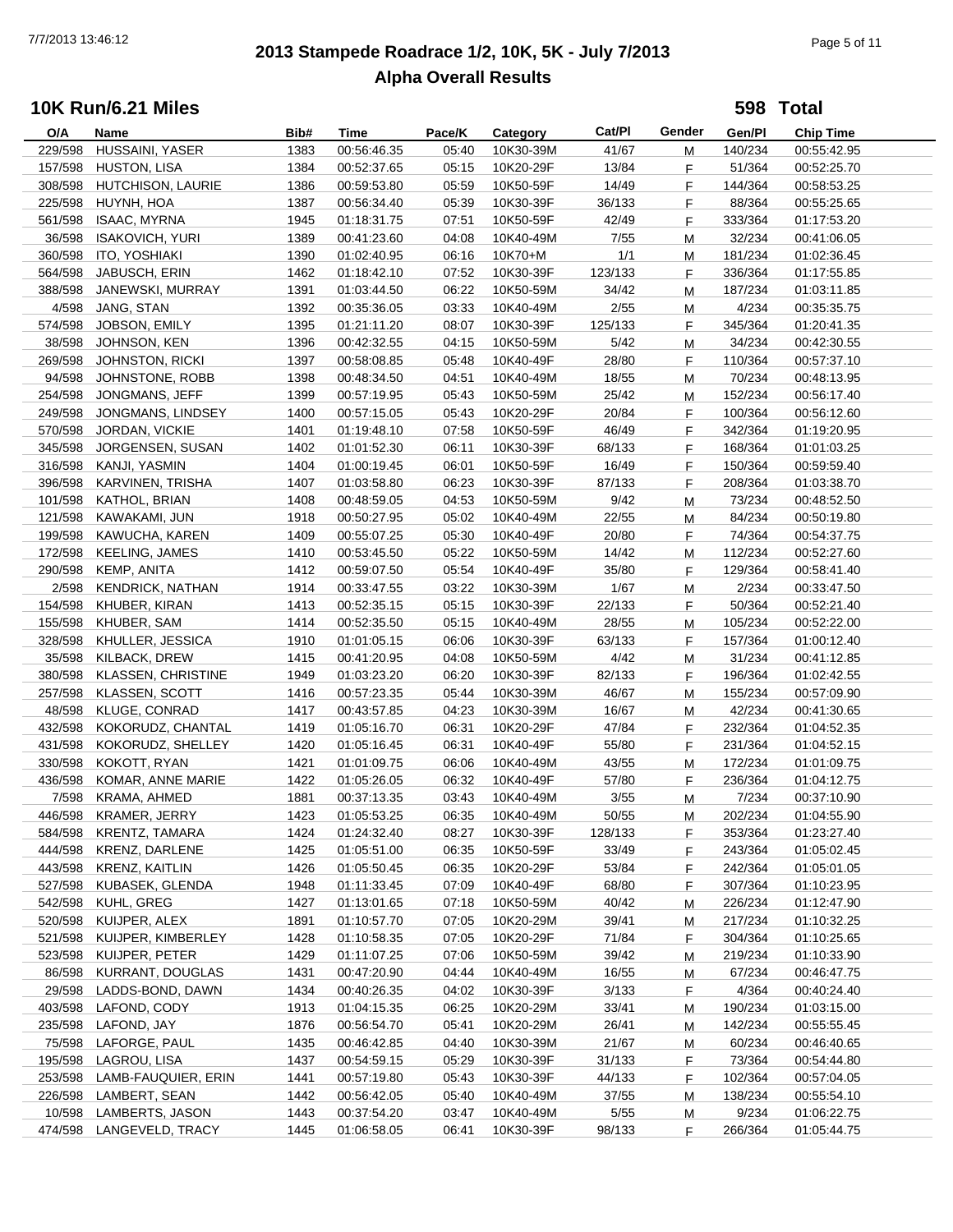# 2013 Stampede Roadrace 1/2, 10K, 5K - July 7/2013
## Alpha Overall Results

### 10K Run/6.21 Miles

**598 Total**

| O/A | Name | Bib# | Time | Pace/K | Category | Cat/Pl | Gender | Gen/Pl | Chip Time |
|---|---|---|---|---|---|---|---|---|---|
| 229/598 | HUSSAINI, YASER | 1383 | 00:56:46.35 | 05:40 | 10K30-39M | 41/67 | M | 140/234 | 00:55:42.95 |
| 157/598 | HUSTON, LISA | 1384 | 00:52:37.65 | 05:15 | 10K20-29F | 13/84 | F | 51/364 | 00:52:25.70 |
| 308/598 | HUTCHISON, LAURIE | 1386 | 00:59:53.80 | 05:59 | 10K50-59F | 14/49 | F | 144/364 | 00:58:53.25 |
| 225/598 | HUYNH, HOA | 1387 | 00:56:34.40 | 05:39 | 10K30-39F | 36/133 | F | 88/364 | 00:55:25.65 |
| 561/598 | ISAAC, MYRNA | 1945 | 01:18:31.75 | 07:51 | 10K50-59F | 42/49 | F | 333/364 | 01:17:53.20 |
| 36/598 | ISAKOVICH, YURI | 1389 | 00:41:23.60 | 04:08 | 10K40-49M | 7/55 | M | 32/234 | 00:41:06.05 |
| 360/598 | ITO, YOSHIAKI | 1390 | 01:02:40.95 | 06:16 | 10K70+M | 1/1 | M | 181/234 | 01:02:36.45 |
| 564/598 | JABUSCH, ERIN | 1462 | 01:18:42.10 | 07:52 | 10K30-39F | 123/133 | F | 336/364 | 01:17:55.85 |
| 388/598 | JANEWSKI, MURRAY | 1391 | 01:03:44.50 | 06:22 | 10K50-59M | 34/42 | M | 187/234 | 01:03:11.85 |
| 4/598 | JANG, STAN | 1392 | 00:35:36.05 | 03:33 | 10K40-49M | 2/55 | M | 4/234 | 00:35:35.75 |
| 574/598 | JOBSON, EMILY | 1395 | 01:21:11.20 | 08:07 | 10K30-39F | 125/133 | F | 345/364 | 01:20:41.35 |
| 38/598 | JOHNSON, KEN | 1396 | 00:42:32.55 | 04:15 | 10K50-59M | 5/42 | M | 34/234 | 00:42:30.55 |
| 269/598 | JOHNSTON, RICKI | 1397 | 00:58:08.85 | 05:48 | 10K40-49F | 28/80 | F | 110/364 | 00:57:37.10 |
| 94/598 | JOHNSTONE, ROBB | 1398 | 00:48:34.50 | 04:51 | 10K40-49M | 18/55 | M | 70/234 | 00:48:13.95 |
| 254/598 | JONGMANS, JEFF | 1399 | 00:57:19.95 | 05:43 | 10K50-59M | 25/42 | M | 152/234 | 00:56:17.40 |
| 249/598 | JONGMANS, LINDSEY | 1400 | 00:57:15.05 | 05:43 | 10K20-29F | 20/84 | F | 100/364 | 00:56:12.60 |
| 570/598 | JORDAN, VICKIE | 1401 | 01:19:48.10 | 07:58 | 10K50-59F | 46/49 | F | 342/364 | 01:19:20.95 |
| 345/598 | JORGENSEN, SUSAN | 1402 | 01:01:52.30 | 06:11 | 10K30-39F | 68/133 | F | 168/364 | 01:01:03.25 |
| 316/598 | KANJI, YASMIN | 1404 | 01:00:19.45 | 06:01 | 10K50-59F | 16/49 | F | 150/364 | 00:59:59.40 |
| 396/598 | KARVINEN, TRISHA | 1407 | 01:03:58.80 | 06:23 | 10K30-39F | 87/133 | F | 208/364 | 01:03:38.70 |
| 101/598 | KATHOL, BRIAN | 1408 | 00:48:59.05 | 04:53 | 10K50-59M | 9/42 | M | 73/234 | 00:48:52.50 |
| 121/598 | KAWAKAMI, JUN | 1918 | 00:50:27.95 | 05:02 | 10K40-49M | 22/55 | M | 84/234 | 00:50:19.80 |
| 199/598 | KAWUCHA, KAREN | 1409 | 00:55:07.25 | 05:30 | 10K40-49F | 20/80 | F | 74/364 | 00:54:37.75 |
| 172/598 | KEELING, JAMES | 1410 | 00:53:45.50 | 05:22 | 10K50-59M | 14/42 | M | 112/234 | 00:52:27.60 |
| 290/598 | KEMP, ANITA | 1412 | 00:59:07.50 | 05:54 | 10K40-49F | 35/80 | F | 129/364 | 00:58:41.40 |
| 2/598 | KENDRICK, NATHAN | 1914 | 00:33:47.55 | 03:22 | 10K30-39M | 1/67 | M | 2/234 | 00:33:47.50 |
| 154/598 | KHUBER, KIRAN | 1413 | 00:52:35.15 | 05:15 | 10K30-39F | 22/133 | F | 50/364 | 00:52:21.40 |
| 155/598 | KHUBER, SAM | 1414 | 00:52:35.50 | 05:15 | 10K40-49M | 28/55 | M | 105/234 | 00:52:22.00 |
| 328/598 | KHULLER, JESSICA | 1910 | 01:01:05.15 | 06:06 | 10K30-39F | 63/133 | F | 157/364 | 01:00:12.40 |
| 35/598 | KILBACK, DREW | 1415 | 00:41:20.95 | 04:08 | 10K50-59M | 4/42 | M | 31/234 | 00:41:12.85 |
| 380/598 | KLASSEN, CHRISTINE | 1949 | 01:03:23.20 | 06:20 | 10K30-39F | 82/133 | F | 196/364 | 01:02:42.55 |
| 257/598 | KLASSEN, SCOTT | 1416 | 00:57:23.35 | 05:44 | 10K30-39M | 46/67 | M | 155/234 | 00:57:09.90 |
| 48/598 | KLUGE, CONRAD | 1417 | 00:43:57.85 | 04:23 | 10K30-39M | 16/67 | M | 42/234 | 00:41:30.65 |
| 432/598 | KOKORUDZ, CHANTAL | 1419 | 01:05:16.70 | 06:31 | 10K20-29F | 47/84 | F | 232/364 | 01:04:52.35 |
| 431/598 | KOKORUDZ, SHELLEY | 1420 | 01:05:16.45 | 06:31 | 10K40-49F | 55/80 | F | 231/364 | 01:04:52.15 |
| 330/598 | KOKOTT, RYAN | 1421 | 01:01:09.75 | 06:06 | 10K40-49M | 43/55 | M | 172/234 | 01:01:09.75 |
| 436/598 | KOMAR, ANNE MARIE | 1422 | 01:05:26.05 | 06:32 | 10K40-49F | 57/80 | F | 236/364 | 01:04:12.75 |
| 7/598 | KRAMA, AHMED | 1881 | 00:37:13.35 | 03:43 | 10K40-49M | 3/55 | M | 7/234 | 00:37:10.90 |
| 446/598 | KRAMER, JERRY | 1423 | 01:05:53.25 | 06:35 | 10K40-49M | 50/55 | M | 202/234 | 01:04:55.90 |
| 584/598 | KRENTZ, TAMARA | 1424 | 01:24:32.40 | 08:27 | 10K30-39F | 128/133 | F | 353/364 | 01:23:27.40 |
| 444/598 | KRENZ, DARLENE | 1425 | 01:05:51.00 | 06:35 | 10K50-59F | 33/49 | F | 243/364 | 01:05:02.45 |
| 443/598 | KRENZ, KAITLIN | 1426 | 01:05:50.45 | 06:35 | 10K20-29F | 53/84 | F | 242/364 | 01:05:01.05 |
| 527/598 | KUBASEK, GLENDA | 1948 | 01:11:33.45 | 07:09 | 10K40-49F | 68/80 | F | 307/364 | 01:10:23.95 |
| 542/598 | KUHL, GREG | 1427 | 01:13:01.65 | 07:18 | 10K50-59M | 40/42 | M | 226/234 | 01:12:47.90 |
| 520/598 | KUIJPER, ALEX | 1891 | 01:10:57.70 | 07:05 | 10K20-29M | 39/41 | M | 217/234 | 01:10:32.25 |
| 521/598 | KUIJPER, KIMBERLEY | 1428 | 01:10:58.35 | 07:05 | 10K20-29F | 71/84 | F | 304/364 | 01:10:25.65 |
| 523/598 | KUIJPER, PETER | 1429 | 01:11:07.25 | 07:06 | 10K50-59M | 39/42 | M | 219/234 | 01:10:33.90 |
| 86/598 | KURRANT, DOUGLAS | 1431 | 00:47:20.90 | 04:44 | 10K40-49M | 16/55 | M | 67/234 | 00:46:47.75 |
| 29/598 | LADDS-BOND, DAWN | 1434 | 00:40:26.35 | 04:02 | 10K30-39F | 3/133 | F | 4/364 | 00:40:24.40 |
| 403/598 | LAFOND, CODY | 1913 | 01:04:15.35 | 06:25 | 10K20-29M | 33/41 | M | 190/234 | 01:03:15.00 |
| 235/598 | LAFOND, JAY | 1876 | 00:56:54.70 | 05:41 | 10K20-29M | 26/41 | M | 142/234 | 00:55:55.45 |
| 75/598 | LAFORGE, PAUL | 1435 | 00:46:42.85 | 04:40 | 10K30-39M | 21/67 | M | 60/234 | 00:46:40.65 |
| 195/598 | LAGROU, LISA | 1437 | 00:54:59.15 | 05:29 | 10K30-39F | 31/133 | F | 73/364 | 00:54:44.80 |
| 253/598 | LAMB-FAUQUIER, ERIN | 1441 | 00:57:19.80 | 05:43 | 10K30-39F | 44/133 | F | 102/364 | 00:57:04.05 |
| 226/598 | LAMBERT, SEAN | 1442 | 00:56:42.05 | 05:40 | 10K40-49M | 37/55 | M | 138/234 | 00:55:54.10 |
| 10/598 | LAMBERTS, JASON | 1443 | 00:37:54.20 | 03:47 | 10K40-49M | 5/55 | M | 9/234 | 01:06:22.75 |
| 474/598 | LANGEVELD, TRACY | 1445 | 01:06:58.05 | 06:41 | 10K30-39F | 98/133 | F | 266/364 | 01:05:44.75 |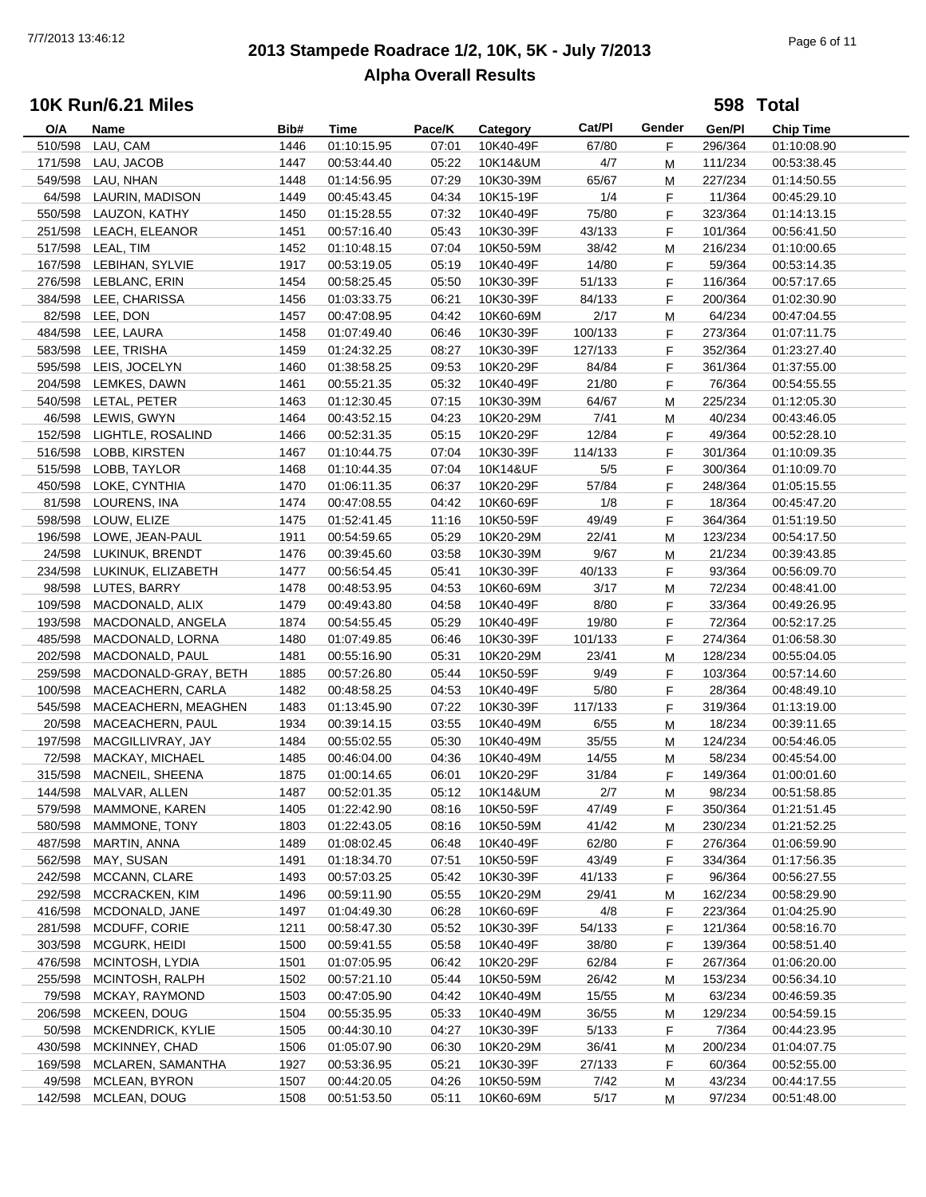# 2013 Stampede Roadrace 1/2, 10K, 5K - July 7/2013

## Alpha Overall Results

### 10K Run/6.21 Miles

**598 Total**

| O/A | Name | Bib# | Time | Pace/K | Category | Cat/Pl | Gender | Gen/Pl | Chip Time |
|---|---|---|---|---|---|---|---|---|---|
| 510/598 | LAU, CAM | 1446 | 01:10:15.95 | 07:01 | 10K40-49F | 67/80 | F | 296/364 | 01:10:08.90 |
| 171/598 | LAU, JACOB | 1447 | 00:53:44.40 | 05:22 | 10K14&UM | 4/7 | M | 111/234 | 00:53:38.45 |
| 549/598 | LAU, NHAN | 1448 | 01:14:56.95 | 07:29 | 10K30-39M | 65/67 | M | 227/234 | 01:14:50.55 |
| 64/598 | LAURIN, MADISON | 1449 | 00:45:43.45 | 04:34 | 10K15-19F | 1/4 | F | 11/364 | 00:45:29.10 |
| 550/598 | LAUZON, KATHY | 1450 | 01:15:28.55 | 07:32 | 10K40-49F | 75/80 | F | 323/364 | 01:14:13.15 |
| 251/598 | LEACH, ELEANOR | 1451 | 00:57:16.40 | 05:43 | 10K30-39F | 43/133 | F | 101/364 | 00:56:41.50 |
| 517/598 | LEAL, TIM | 1452 | 01:10:48.15 | 07:04 | 10K50-59M | 38/42 | M | 216/234 | 01:10:00.65 |
| 167/598 | LEBIHAN, SYLVIE | 1917 | 00:53:19.05 | 05:19 | 10K40-49F | 14/80 | F | 59/364 | 00:53:14.35 |
| 276/598 | LEBLANC, ERIN | 1454 | 00:58:25.45 | 05:50 | 10K30-39F | 51/133 | F | 116/364 | 00:57:17.65 |
| 384/598 | LEE, CHARISSA | 1456 | 01:03:33.75 | 06:21 | 10K30-39F | 84/133 | F | 200/364 | 01:02:30.90 |
| 82/598 | LEE, DON | 1457 | 00:47:08.95 | 04:42 | 10K60-69M | 2/17 | M | 64/234 | 00:47:04.55 |
| 484/598 | LEE, LAURA | 1458 | 01:07:49.40 | 06:46 | 10K30-39F | 100/133 | F | 273/364 | 01:07:11.75 |
| 583/598 | LEE, TRISHA | 1459 | 01:24:32.25 | 08:27 | 10K30-39F | 127/133 | F | 352/364 | 01:23:27.40 |
| 595/598 | LEIS, JOCELYN | 1460 | 01:38:58.25 | 09:53 | 10K20-29F | 84/84 | F | 361/364 | 01:37:55.00 |
| 204/598 | LEMKES, DAWN | 1461 | 00:55:21.35 | 05:32 | 10K40-49F | 21/80 | F | 76/364 | 00:54:55.55 |
| 540/598 | LETAL, PETER | 1463 | 01:12:30.45 | 07:15 | 10K30-39M | 64/67 | M | 225/234 | 01:12:05.30 |
| 46/598 | LEWIS, GWYN | 1464 | 00:43:52.15 | 04:23 | 10K20-29M | 7/41 | M | 40/234 | 00:43:46.05 |
| 152/598 | LIGHTLE, ROSALIND | 1466 | 00:52:31.35 | 05:15 | 10K20-29F | 12/84 | F | 49/364 | 00:52:28.10 |
| 516/598 | LOBB, KIRSTEN | 1467 | 01:10:44.75 | 07:04 | 10K30-39F | 114/133 | F | 301/364 | 01:10:09.35 |
| 515/598 | LOBB, TAYLOR | 1468 | 01:10:44.35 | 07:04 | 10K14&UF | 5/5 | F | 300/364 | 01:10:09.70 |
| 450/598 | LOKE, CYNTHIA | 1470 | 01:06:11.35 | 06:37 | 10K20-29F | 57/84 | F | 248/364 | 01:05:15.55 |
| 81/598 | LOURENS, INA | 1474 | 00:47:08.55 | 04:42 | 10K60-69F | 1/8 | F | 18/364 | 00:45:47.20 |
| 598/598 | LOUW, ELIZE | 1475 | 01:52:41.45 | 11:16 | 10K50-59F | 49/49 | F | 364/364 | 01:51:19.50 |
| 196/598 | LOWE, JEAN-PAUL | 1911 | 00:54:59.65 | 05:29 | 10K20-29M | 22/41 | M | 123/234 | 00:54:17.50 |
| 24/598 | LUKINUK, BRENDT | 1476 | 00:39:45.60 | 03:58 | 10K30-39M | 9/67 | M | 21/234 | 00:39:43.85 |
| 234/598 | LUKINUK, ELIZABETH | 1477 | 00:56:54.45 | 05:41 | 10K30-39F | 40/133 | F | 93/364 | 00:56:09.70 |
| 98/598 | LUTES, BARRY | 1478 | 00:48:53.95 | 04:53 | 10K60-69M | 3/17 | M | 72/234 | 00:48:41.00 |
| 109/598 | MACDONALD, ALIX | 1479 | 00:49:43.80 | 04:58 | 10K40-49F | 8/80 | F | 33/364 | 00:49:26.95 |
| 193/598 | MACDONALD, ANGELA | 1874 | 00:54:55.45 | 05:29 | 10K40-49F | 19/80 | F | 72/364 | 00:52:17.25 |
| 485/598 | MACDONALD, LORNA | 1480 | 01:07:49.85 | 06:46 | 10K30-39F | 101/133 | F | 274/364 | 01:06:58.30 |
| 202/598 | MACDONALD, PAUL | 1481 | 00:55:16.90 | 05:31 | 10K20-29M | 23/41 | M | 128/234 | 00:55:04.05 |
| 259/598 | MACDONALD-GRAY, BETH | 1885 | 00:57:26.80 | 05:44 | 10K50-59F | 9/49 | F | 103/364 | 00:57:14.60 |
| 100/598 | MACEACHERN, CARLA | 1482 | 00:48:58.25 | 04:53 | 10K40-49F | 5/80 | F | 28/364 | 00:48:49.10 |
| 545/598 | MACEACHERN, MEAGHEN | 1483 | 01:13:45.90 | 07:22 | 10K30-39F | 117/133 | F | 319/364 | 01:13:19.00 |
| 20/598 | MACEACHERN, PAUL | 1934 | 00:39:14.15 | 03:55 | 10K40-49M | 6/55 | M | 18/234 | 00:39:11.65 |
| 197/598 | MACGILLIVRAY, JAY | 1484 | 00:55:02.55 | 05:30 | 10K40-49M | 35/55 | M | 124/234 | 00:54:46.05 |
| 72/598 | MACKAY, MICHAEL | 1485 | 00:46:04.00 | 04:36 | 10K40-49M | 14/55 | M | 58/234 | 00:45:54.00 |
| 315/598 | MACNEIL, SHEENA | 1875 | 01:00:14.65 | 06:01 | 10K20-29F | 31/84 | F | 149/364 | 01:00:01.60 |
| 144/598 | MALVAR, ALLEN | 1487 | 00:52:01.35 | 05:12 | 10K14&UM | 2/7 | M | 98/234 | 00:51:58.85 |
| 579/598 | MAMMONE, KAREN | 1405 | 01:22:42.90 | 08:16 | 10K50-59F | 47/49 | F | 350/364 | 01:21:51.45 |
| 580/598 | MAMMONE, TONY | 1803 | 01:22:43.05 | 08:16 | 10K50-59M | 41/42 | M | 230/234 | 01:21:52.25 |
| 487/598 | MARTIN, ANNA | 1489 | 01:08:02.45 | 06:48 | 10K40-49F | 62/80 | F | 276/364 | 01:06:59.90 |
| 562/598 | MAY, SUSAN | 1491 | 01:18:34.70 | 07:51 | 10K50-59F | 43/49 | F | 334/364 | 01:17:56.35 |
| 242/598 | MCCANN, CLARE | 1493 | 00:57:03.25 | 05:42 | 10K30-39F | 41/133 | F | 96/364 | 00:56:27.55 |
| 292/598 | MCCRACKEN, KIM | 1496 | 00:59:11.90 | 05:55 | 10K20-29M | 29/41 | M | 162/234 | 00:58:29.90 |
| 416/598 | MCDONALD, JANE | 1497 | 01:04:49.30 | 06:28 | 10K60-69F | 4/8 | F | 223/364 | 01:04:25.90 |
| 281/598 | MCDUFF, CORIE | 1211 | 00:58:47.30 | 05:52 | 10K30-39F | 54/133 | F | 121/364 | 00:58:16.70 |
| 303/598 | MCGURK, HEIDI | 1500 | 00:59:41.55 | 05:58 | 10K40-49F | 38/80 | F | 139/364 | 00:58:51.40 |
| 476/598 | MCINTOSH, LYDIA | 1501 | 01:07:05.95 | 06:42 | 10K20-29F | 62/84 | F | 267/364 | 01:06:20.00 |
| 255/598 | MCINTOSH, RALPH | 1502 | 00:57:21.10 | 05:44 | 10K50-59M | 26/42 | M | 153/234 | 00:56:34.10 |
| 79/598 | MCKAY, RAYMOND | 1503 | 00:47:05.90 | 04:42 | 10K40-49M | 15/55 | M | 63/234 | 00:46:59.35 |
| 206/598 | MCKEEN, DOUG | 1504 | 00:55:35.95 | 05:33 | 10K40-49M | 36/55 | M | 129/234 | 00:54:59.15 |
| 50/598 | MCKENDRICK, KYLIE | 1505 | 00:44:30.10 | 04:27 | 10K30-39F | 5/133 | F | 7/364 | 00:44:23.95 |
| 430/598 | MCKINNEY, CHAD | 1506 | 01:05:07.90 | 06:30 | 10K20-29M | 36/41 | M | 200/234 | 01:04:07.75 |
| 169/598 | MCLAREN, SAMANTHA | 1927 | 00:53:36.95 | 05:21 | 10K30-39F | 27/133 | F | 60/364 | 00:52:55.00 |
| 49/598 | MCLEAN, BYRON | 1507 | 00:44:20.05 | 04:26 | 10K50-59M | 7/42 | M | 43/234 | 00:44:17.55 |
| 142/598 | MCLEAN, DOUG | 1508 | 00:51:53.50 | 05:11 | 10K60-69M | 5/17 | M | 97/234 | 00:51:48.00 |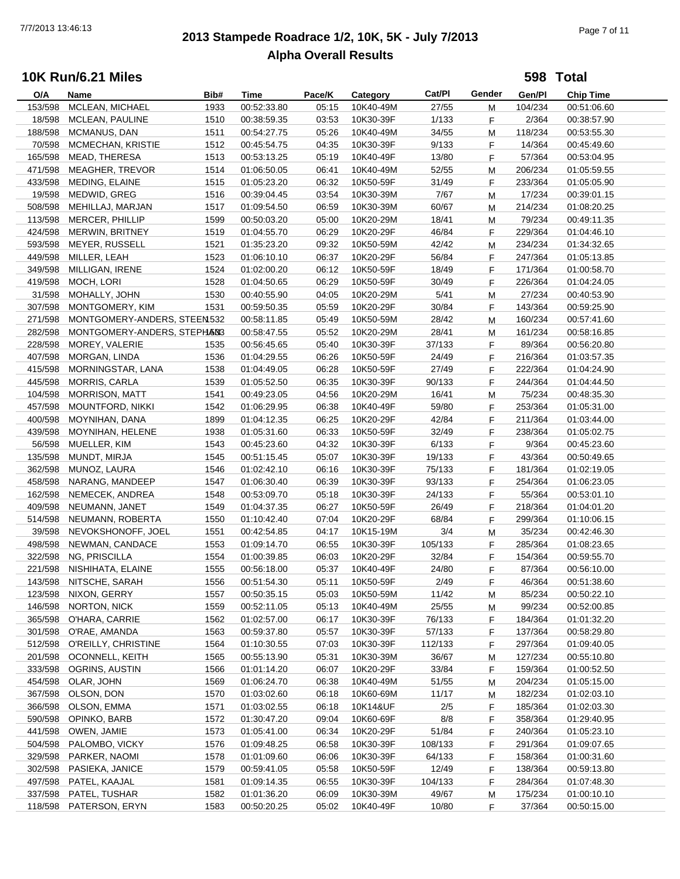# 2013 Stampede Roadrace 1/2, 10K, 5K - July 7/2013

## Alpha Overall Results

### 10K Run/6.21 Miles

**598 Total**

| O/A | Name | Bib# | Time | Pace/K | Category | Cat/Pl | Gender | Gen/Pl | Chip Time |
|---|---|---|---|---|---|---|---|---|---|
| 153/598 | MCLEAN, MICHAEL | 1933 | 00:52:33.80 | 05:15 | 10K40-49M | 27/55 | M | 104/234 | 00:51:06.60 |
| 18/598 | MCLEAN, PAULINE | 1510 | 00:38:59.35 | 03:53 | 10K30-39F | 1/133 | F | 2/364 | 00:38:57.90 |
| 188/598 | MCMANUS, DAN | 1511 | 00:54:27.75 | 05:26 | 10K40-49M | 34/55 | M | 118/234 | 00:53:55.30 |
| 70/598 | MCMECHAN, KRISTIE | 1512 | 00:45:54.75 | 04:35 | 10K30-39F | 9/133 | F | 14/364 | 00:45:49.60 |
| 165/598 | MEAD, THERESA | 1513 | 00:53:13.25 | 05:19 | 10K40-49F | 13/80 | F | 57/364 | 00:53:04.95 |
| 471/598 | MEAGHER, TREVOR | 1514 | 01:06:50.05 | 06:41 | 10K40-49M | 52/55 | M | 206/234 | 01:05:59.55 |
| 433/598 | MEDING, ELAINE | 1515 | 01:05:23.20 | 06:32 | 10K50-59F | 31/49 | F | 233/364 | 01:05:05.90 |
| 19/598 | MEDWID, GREG | 1516 | 00:39:04.45 | 03:54 | 10K30-39M | 7/67 | M | 17/234 | 00:39:01.15 |
| 508/598 | MEHILLAJ, MARJAN | 1517 | 01:09:54.50 | 06:59 | 10K30-39M | 60/67 | M | 214/234 | 01:08:20.25 |
| 113/598 | MERCER, PHILLIP | 1599 | 00:50:03.20 | 05:00 | 10K20-29M | 18/41 | M | 79/234 | 00:49:11.35 |
| 424/598 | MERWIN, BRITNEY | 1519 | 01:04:55.70 | 06:29 | 10K20-29F | 46/84 | F | 229/364 | 01:04:46.10 |
| 593/598 | MEYER, RUSSELL | 1521 | 01:35:23.20 | 09:32 | 10K50-59M | 42/42 | M | 234/234 | 01:34:32.65 |
| 449/598 | MILLER, LEAH | 1523 | 01:06:10.10 | 06:37 | 10K20-29F | 56/84 | F | 247/364 | 01:05:13.85 |
| 349/598 | MILLIGAN, IRENE | 1524 | 01:02:00.20 | 06:12 | 10K50-59F | 18/49 | F | 171/364 | 01:00:58.70 |
| 419/598 | MOCH, LORI | 1528 | 01:04:50.65 | 06:29 | 10K50-59F | 30/49 | F | 226/364 | 01:04:24.05 |
| 31/598 | MOHALLY, JOHN | 1530 | 00:40:55.90 | 04:05 | 10K20-29M | 5/41 | M | 27/234 | 00:40:53.90 |
| 307/598 | MONTGOMERY, KIM | 1531 | 00:59:50.35 | 05:59 | 10K20-29F | 30/84 | F | 143/364 | 00:59:25.90 |
| 271/598 | MONTGOMERY-ANDERS, STEEN | 1532 | 00:58:11.85 | 05:49 | 10K50-59M | 28/42 | M | 160/234 | 00:57:41.60 |
| 282/598 | MONTGOMERY-ANDERS, STEPHAN | 1533 | 00:58:47.55 | 05:52 | 10K20-29M | 28/41 | M | 161/234 | 00:58:16.85 |
| 228/598 | MOREY, VALERIE | 1535 | 00:56:45.65 | 05:40 | 10K30-39F | 37/133 | F | 89/364 | 00:56:20.80 |
| 407/598 | MORGAN, LINDA | 1536 | 01:04:29.55 | 06:26 | 10K50-59F | 24/49 | F | 216/364 | 01:03:57.35 |
| 415/598 | MORNINGSTAR, LANA | 1538 | 01:04:49.05 | 06:28 | 10K50-59F | 27/49 | F | 222/364 | 01:04:24.90 |
| 445/598 | MORRIS, CARLA | 1539 | 01:05:52.50 | 06:35 | 10K30-39F | 90/133 | F | 244/364 | 01:04:44.50 |
| 104/598 | MORRISON, MATT | 1541 | 00:49:23.05 | 04:56 | 10K20-29M | 16/41 | M | 75/234 | 00:48:35.30 |
| 457/598 | MOUNTFORD, NIKKI | 1542 | 01:06:29.95 | 06:38 | 10K40-49F | 59/80 | F | 253/364 | 01:05:31.00 |
| 400/598 | MOYNIHAN, DANA | 1899 | 01:04:12.35 | 06:25 | 10K20-29F | 42/84 | F | 211/364 | 01:03:44.00 |
| 439/598 | MOYNIHAN, HELENE | 1938 | 01:05:31.60 | 06:33 | 10K50-59F | 32/49 | F | 238/364 | 01:05:02.75 |
| 56/598 | MUELLER, KIM | 1543 | 00:45:23.60 | 04:32 | 10K30-39F | 6/133 | F | 9/364 | 00:45:23.60 |
| 135/598 | MUNDT, MIRJA | 1545 | 00:51:15.45 | 05:07 | 10K30-39F | 19/133 | F | 43/364 | 00:50:49.65 |
| 362/598 | MUNOZ, LAURA | 1546 | 01:02:42.10 | 06:16 | 10K30-39F | 75/133 | F | 181/364 | 01:02:19.05 |
| 458/598 | NARANG, MANDEEP | 1547 | 01:06:30.40 | 06:39 | 10K30-39F | 93/133 | F | 254/364 | 01:06:23.05 |
| 162/598 | NEMECEK, ANDREA | 1548 | 00:53:09.70 | 05:18 | 10K30-39F | 24/133 | F | 55/364 | 00:53:01.10 |
| 409/598 | NEUMANN, JANET | 1549 | 01:04:37.35 | 06:27 | 10K50-59F | 26/49 | F | 218/364 | 01:04:01.20 |
| 514/598 | NEUMANN, ROBERTA | 1550 | 01:10:42.40 | 07:04 | 10K20-29F | 68/84 | F | 299/364 | 01:10:06.15 |
| 39/598 | NEVOKSHONOFF, JOEL | 1551 | 00:42:54.85 | 04:17 | 10K15-19M | 3/4 | M | 35/234 | 00:42:46.30 |
| 498/598 | NEWMAN, CANDACE | 1553 | 01:09:14.70 | 06:55 | 10K30-39F | 105/133 | F | 285/364 | 01:08:23.65 |
| 322/598 | NG, PRISCILLA | 1554 | 01:00:39.85 | 06:03 | 10K20-29F | 32/84 | F | 154/364 | 00:59:55.70 |
| 221/598 | NISHIHATA, ELAINE | 1555 | 00:56:18.00 | 05:37 | 10K40-49F | 24/80 | F | 87/364 | 00:56:10.00 |
| 143/598 | NITSCHE, SARAH | 1556 | 00:51:54.30 | 05:11 | 10K50-59F | 2/49 | F | 46/364 | 00:51:38.60 |
| 123/598 | NIXON, GERRY | 1557 | 00:50:35.15 | 05:03 | 10K50-59M | 11/42 | M | 85/234 | 00:50:22.10 |
| 146/598 | NORTON, NICK | 1559 | 00:52:11.05 | 05:13 | 10K40-49M | 25/55 | M | 99/234 | 00:52:00.85 |
| 365/598 | O'HARA, CARRIE | 1562 | 01:02:57.00 | 06:17 | 10K30-39F | 76/133 | F | 184/364 | 01:01:32.20 |
| 301/598 | O'RAE, AMANDA | 1563 | 00:59:37.80 | 05:57 | 10K30-39F | 57/133 | F | 137/364 | 00:58:29.80 |
| 512/598 | O'REILLY, CHRISTINE | 1564 | 01:10:30.55 | 07:03 | 10K30-39F | 112/133 | F | 297/364 | 01:09:40.05 |
| 201/598 | OCONNELL, KEITH | 1565 | 00:55:13.90 | 05:31 | 10K30-39M | 36/67 | M | 127/234 | 00:55:10.80 |
| 333/598 | OGRINS, AUSTIN | 1566 | 01:01:14.20 | 06:07 | 10K20-29F | 33/84 | F | 159/364 | 01:00:52.50 |
| 454/598 | OLAR, JOHN | 1569 | 01:06:24.70 | 06:38 | 10K40-49M | 51/55 | M | 204/234 | 01:05:15.00 |
| 367/598 | OLSON, DON | 1570 | 01:03:02.60 | 06:18 | 10K60-69M | 11/17 | M | 182/234 | 01:02:03.10 |
| 366/598 | OLSON, EMMA | 1571 | 01:03:02.55 | 06:18 | 10K14&UF | 2/5 | F | 185/364 | 01:02:03.30 |
| 590/598 | OPINKO, BARB | 1572 | 01:30:47.20 | 09:04 | 10K60-69F | 8/8 | F | 358/364 | 01:29:40.95 |
| 441/598 | OWEN, JAMIE | 1573 | 01:05:41.00 | 06:34 | 10K20-29F | 51/84 | F | 240/364 | 01:05:23.10 |
| 504/598 | PALOMBO, VICKY | 1576 | 01:09:48.25 | 06:58 | 10K30-39F | 108/133 | F | 291/364 | 01:09:07.65 |
| 329/598 | PARKER, NAOMI | 1578 | 01:01:09.60 | 06:06 | 10K30-39F | 64/133 | F | 158/364 | 01:00:31.60 |
| 302/598 | PASIEKA, JANICE | 1579 | 00:59:41.05 | 05:58 | 10K50-59F | 12/49 | F | 138/364 | 00:59:13.80 |
| 497/598 | PATEL, KAAJAL | 1581 | 01:09:14.35 | 06:55 | 10K30-39F | 104/133 | F | 284/364 | 01:07:48.30 |
| 337/598 | PATEL, TUSHAR | 1582 | 01:01:36.20 | 06:09 | 10K30-39M | 49/67 | M | 175/234 | 01:00:10.10 |
| 118/598 | PATERSON, ERYN | 1583 | 00:50:20.25 | 05:02 | 10K40-49F | 10/80 | F | 37/364 | 00:50:15.00 |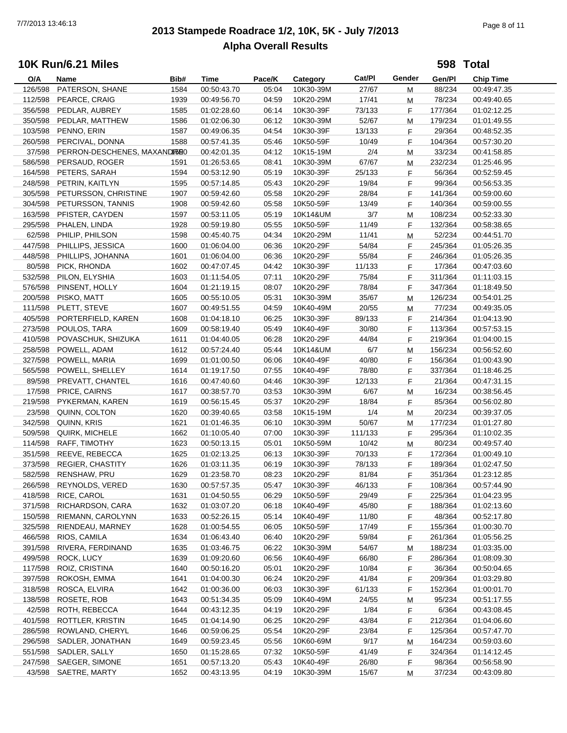# 2013 Stampede Roadrace 1/2, 10K, 5K - July 7/2013

## Alpha Overall Results

### 10K Run/6.21 Miles

**598 Total**

| O/A | Name | Bib# | Time | Pace/K | Category | Cat/Pl | Gender | Gen/Pl | Chip Time |
|---|---|---|---|---|---|---|---|---|---|
| 126/598 | PATERSON, SHANE | 1584 | 00:50:43.70 | 05:04 | 10K30-39M | 27/67 | M | 88/234 | 00:49:47.35 |
| 112/598 | PEARCE, CRAIG | 1939 | 00:49:56.70 | 04:59 | 10K20-29M | 17/41 | M | 78/234 | 00:49:40.65 |
| 356/598 | PEDLAR, AUBREY | 1585 | 01:02:28.60 | 06:14 | 10K30-39F | 73/133 | F | 177/364 | 01:02:12.25 |
| 350/598 | PEDLAR, MATTHEW | 1586 | 01:02:06.30 | 06:12 | 10K30-39M | 52/67 | M | 179/234 | 01:01:49.55 |
| 103/598 | PENNO, ERIN | 1587 | 00:49:06.35 | 04:54 | 10K30-39F | 13/133 | F | 29/364 | 00:48:52.35 |
| 260/598 | PERCIVAL, DONNA | 1588 | 00:57:41.35 | 05:46 | 10K50-59F | 10/49 | F | 104/364 | 00:57:30.20 |
| 37/598 | PERRON-DESCHENES, MAXANDRE | 1590 | 00:42:01.35 | 04:12 | 10K15-19M | 2/4 | M | 33/234 | 00:41:58.85 |
| 586/598 | PERSAUD, ROGER | 1591 | 01:26:53.65 | 08:41 | 10K30-39M | 67/67 | M | 232/234 | 01:25:46.95 |
| 164/598 | PETERS, SARAH | 1594 | 00:53:12.90 | 05:19 | 10K30-39F | 25/133 | F | 56/364 | 00:52:59.45 |
| 248/598 | PETRIN, KAITLYN | 1595 | 00:57:14.85 | 05:43 | 10K20-29F | 19/84 | F | 99/364 | 00:56:53.35 |
| 305/598 | PETURSSON, CHRISTINE | 1907 | 00:59:42.60 | 05:58 | 10K20-29F | 28/84 | F | 141/364 | 00:59:00.60 |
| 304/598 | PETURSSON, TANNIS | 1908 | 00:59:42.60 | 05:58 | 10K50-59F | 13/49 | F | 140/364 | 00:59:00.55 |
| 163/598 | PFISTER, CAYDEN | 1597 | 00:53:11.05 | 05:19 | 10K14&UM | 3/7 | M | 108/234 | 00:52:33.30 |
| 295/598 | PHALEN, LINDA | 1928 | 00:59:19.80 | 05:55 | 10K50-59F | 11/49 | F | 132/364 | 00:58:38.65 |
| 62/598 | PHILIP, PHILSON | 1598 | 00:45:40.75 | 04:34 | 10K20-29M | 11/41 | M | 52/234 | 00:44:51.70 |
| 447/598 | PHILLIPS, JESSICA | 1600 | 01:06:04.00 | 06:36 | 10K20-29F | 54/84 | F | 245/364 | 01:05:26.35 |
| 448/598 | PHILLIPS, JOHANNA | 1601 | 01:06:04.00 | 06:36 | 10K20-29F | 55/84 | F | 246/364 | 01:05:26.35 |
| 80/598 | PICK, RHONDA | 1602 | 00:47:07.45 | 04:42 | 10K30-39F | 11/133 | F | 17/364 | 00:47:03.60 |
| 532/598 | PILON, ELYSHIA | 1603 | 01:11:54.05 | 07:11 | 10K20-29F | 75/84 | F | 311/364 | 01:11:03.15 |
| 576/598 | PINSENT, HOLLY | 1604 | 01:21:19.15 | 08:07 | 10K20-29F | 78/84 | F | 347/364 | 01:18:49.50 |
| 200/598 | PISKO, MATT | 1605 | 00:55:10.05 | 05:31 | 10K30-39M | 35/67 | M | 126/234 | 00:54:01.25 |
| 111/598 | PLETT, STEVE | 1607 | 00:49:51.55 | 04:59 | 10K40-49M | 20/55 | M | 77/234 | 00:49:35.05 |
| 405/598 | PORTERFIELD, KAREN | 1608 | 01:04:18.10 | 06:25 | 10K30-39F | 89/133 | F | 214/364 | 01:04:13.90 |
| 273/598 | POULOS, TARA | 1609 | 00:58:19.40 | 05:49 | 10K40-49F | 30/80 | F | 113/364 | 00:57:53.15 |
| 410/598 | POVASCHUK, SHIZUKA | 1611 | 01:04:40.05 | 06:28 | 10K20-29F | 44/84 | F | 219/364 | 01:04:00.15 |
| 258/598 | POWELL, ADAM | 1612 | 00:57:24.40 | 05:44 | 10K14&UM | 6/7 | M | 156/234 | 00:56:52.60 |
| 327/598 | POWELL, MARIA | 1699 | 01:01:00.50 | 06:06 | 10K40-49F | 40/80 | F | 156/364 | 01:00:43.90 |
| 565/598 | POWELL, SHELLEY | 1614 | 01:19:17.50 | 07:55 | 10K40-49F | 78/80 | F | 337/364 | 01:18:46.25 |
| 89/598 | PREVATT, CHANTEL | 1616 | 00:47:40.60 | 04:46 | 10K30-39F | 12/133 | F | 21/364 | 00:47:31.15 |
| 17/598 | PRICE, CAIRNS | 1617 | 00:38:57.70 | 03:53 | 10K30-39M | 6/67 | M | 16/234 | 00:38:56.45 |
| 219/598 | PYKERMAN, KAREN | 1619 | 00:56:15.45 | 05:37 | 10K20-29F | 18/84 | F | 85/364 | 00:56:02.80 |
| 23/598 | QUINN, COLTON | 1620 | 00:39:40.65 | 03:58 | 10K15-19M | 1/4 | M | 20/234 | 00:39:37.05 |
| 342/598 | QUINN, KRIS | 1621 | 01:01:46.35 | 06:10 | 10K30-39M | 50/67 | M | 177/234 | 01:01:27.80 |
| 509/598 | QUIRK, MICHELE | 1662 | 01:10:05.40 | 07:00 | 10K30-39F | 111/133 | F | 295/364 | 01:10:02.35 |
| 114/598 | RAFF, TIMOTHY | 1623 | 00:50:13.15 | 05:01 | 10K50-59M | 10/42 | M | 80/234 | 00:49:57.40 |
| 351/598 | REEVE, REBECCA | 1625 | 01:02:13.25 | 06:13 | 10K30-39F | 70/133 | F | 172/364 | 01:00:49.10 |
| 373/598 | REGIER, CHASTITY | 1626 | 01:03:11.35 | 06:19 | 10K30-39F | 78/133 | F | 189/364 | 01:02:47.50 |
| 582/598 | RENSHAW, PRU | 1629 | 01:23:58.70 | 08:23 | 10K20-29F | 81/84 | F | 351/364 | 01:23:12.85 |
| 266/598 | REYNOLDS, VERED | 1630 | 00:57:57.35 | 05:47 | 10K30-39F | 46/133 | F | 108/364 | 00:57:44.90 |
| 418/598 | RICE, CAROL | 1631 | 01:04:50.55 | 06:29 | 10K50-59F | 29/49 | F | 225/364 | 01:04:23.95 |
| 371/598 | RICHARDSON, CARA | 1632 | 01:03:07.20 | 06:18 | 10K40-49F | 45/80 | F | 188/364 | 01:02:13.60 |
| 150/598 | RIEMANN, CAROLYNN | 1633 | 00:52:26.15 | 05:14 | 10K40-49F | 11/80 | F | 48/364 | 00:52:17.80 |
| 325/598 | RIENDEAU, MARNEY | 1628 | 01:00:54.55 | 06:05 | 10K50-59F | 17/49 | F | 155/364 | 01:00:30.70 |
| 466/598 | RIOS, CAMILA | 1634 | 01:06:43.40 | 06:40 | 10K20-29F | 59/84 | F | 261/364 | 01:05:56.25 |
| 391/598 | RIVERA, FERDINAND | 1635 | 01:03:46.75 | 06:22 | 10K30-39M | 54/67 | M | 188/234 | 01:03:35.00 |
| 499/598 | ROCK, LUCY | 1639 | 01:09:20.60 | 06:56 | 10K40-49F | 66/80 | F | 286/364 | 01:08:09.30 |
| 117/598 | ROIZ, CRISTINA | 1640 | 00:50:16.20 | 05:01 | 10K20-29F | 10/84 | F | 36/364 | 00:50:04.65 |
| 397/598 | ROKOSH, EMMA | 1641 | 01:04:00.30 | 06:24 | 10K20-29F | 41/84 | F | 209/364 | 01:03:29.80 |
| 318/598 | ROSCA, ELVIRA | 1642 | 01:00:36.00 | 06:03 | 10K30-39F | 61/133 | F | 152/364 | 01:00:01.70 |
| 138/598 | ROSETE, ROB | 1643 | 00:51:34.35 | 05:09 | 10K40-49M | 24/55 | M | 95/234 | 00:51:17.55 |
| 42/598 | ROTH, REBECCA | 1644 | 00:43:12.35 | 04:19 | 10K20-29F | 1/84 | F | 6/364 | 00:43:08.45 |
| 401/598 | ROTTLER, KRISTIN | 1645 | 01:04:14.90 | 06:25 | 10K20-29F | 43/84 | F | 212/364 | 01:04:06.60 |
| 286/598 | ROWLAND, CHERYL | 1646 | 00:59:06.25 | 05:54 | 10K20-29F | 23/84 | F | 125/364 | 00:57:47.70 |
| 296/598 | SADLER, JONATHAN | 1649 | 00:59:23.45 | 05:56 | 10K60-69M | 9/17 | M | 164/234 | 00:59:03.60 |
| 551/598 | SADLER, SALLY | 1650 | 01:15:28.65 | 07:32 | 10K50-59F | 41/49 | F | 324/364 | 01:14:12.45 |
| 247/598 | SAEGER, SIMONE | 1651 | 00:57:13.20 | 05:43 | 10K40-49F | 26/80 | F | 98/364 | 00:56:58.90 |
| 43/598 | SAETRE, MARTY | 1652 | 00:43:13.95 | 04:19 | 10K30-39M | 15/67 | M | 37/234 | 00:43:09.80 |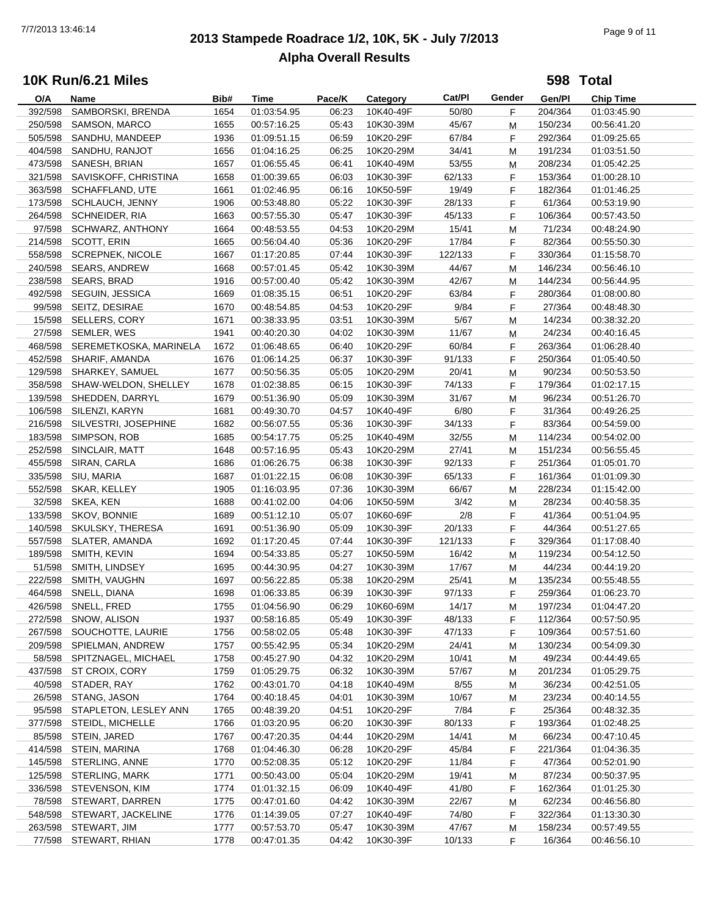# 2013 Stampede Roadrace 1/2, 10K, 5K - July 7/2013

## Alpha Overall Results

### 10K Run/6.21 Miles

**598 Total**

| O/A | Name | Bib# | Time | Pace/K | Category | Cat/Pl | Gender | Gen/Pl | Chip Time |
|---|---|---|---|---|---|---|---|---|---|
| 392/598 | SAMBORSKI, BRENDA | 1654 | 01:03:54.95 | 06:23 | 10K40-49F | 50/80 | F | 204/364 | 01:03:45.90 |
| 250/598 | SAMSON, MARCO | 1655 | 00:57:16.25 | 05:43 | 10K30-39M | 45/67 | M | 150/234 | 00:56:41.20 |
| 505/598 | SANDHU, MANDEEP | 1936 | 01:09:51.15 | 06:59 | 10K20-29F | 67/84 | F | 292/364 | 01:09:25.65 |
| 404/598 | SANDHU, RANJOT | 1656 | 01:04:16.25 | 06:25 | 10K20-29M | 34/41 | M | 191/234 | 01:03:51.50 |
| 473/598 | SANESH, BRIAN | 1657 | 01:06:55.45 | 06:41 | 10K40-49M | 53/55 | M | 208/234 | 01:05:42.25 |
| 321/598 | SAVISKOFF, CHRISTINA | 1658 | 01:00:39.65 | 06:03 | 10K30-39F | 62/133 | F | 153/364 | 01:00:28.10 |
| 363/598 | SCHAFFLAND, UTE | 1661 | 01:02:46.95 | 06:16 | 10K50-59F | 19/49 | F | 182/364 | 01:01:46.25 |
| 173/598 | SCHLAUCH, JENNY | 1906 | 00:53:48.80 | 05:22 | 10K30-39F | 28/133 | F | 61/364 | 00:53:19.90 |
| 264/598 | SCHNEIDER, RIA | 1663 | 00:57:55.30 | 05:47 | 10K30-39F | 45/133 | F | 106/364 | 00:57:43.50 |
| 97/598 | SCHWARZ, ANTHONY | 1664 | 00:48:53.55 | 04:53 | 10K20-29M | 15/41 | M | 71/234 | 00:48:24.90 |
| 214/598 | SCOTT, ERIN | 1665 | 00:56:04.40 | 05:36 | 10K20-29F | 17/84 | F | 82/364 | 00:55:50.30 |
| 558/598 | SCREPNEK, NICOLE | 1667 | 01:17:20.85 | 07:44 | 10K30-39F | 122/133 | F | 330/364 | 01:15:58.70 |
| 240/598 | SEARS, ANDREW | 1668 | 00:57:01.45 | 05:42 | 10K30-39M | 44/67 | M | 146/234 | 00:56:46.10 |
| 238/598 | SEARS, BRAD | 1916 | 00:57:00.40 | 05:42 | 10K30-39M | 42/67 | M | 144/234 | 00:56:44.95 |
| 492/598 | SEGUIN, JESSICA | 1669 | 01:08:35.15 | 06:51 | 10K20-29F | 63/84 | F | 280/364 | 01:08:00.80 |
| 99/598 | SEITZ, DESIRAE | 1670 | 00:48:54.85 | 04:53 | 10K20-29F | 9/84 | F | 27/364 | 00:48:48.30 |
| 15/598 | SELLERS, CORY | 1671 | 00:38:33.95 | 03:51 | 10K30-39M | 5/67 | M | 14/234 | 00:38:32.20 |
| 27/598 | SEMLER, WES | 1941 | 00:40:20.30 | 04:02 | 10K30-39M | 11/67 | M | 24/234 | 00:40:16.45 |
| 468/598 | SEREMETKOSKA, MARINELA | 1672 | 01:06:48.65 | 06:40 | 10K20-29F | 60/84 | F | 263/364 | 01:06:28.40 |
| 452/598 | SHARIF, AMANDA | 1676 | 01:06:14.25 | 06:37 | 10K30-39F | 91/133 | F | 250/364 | 01:05:40.50 |
| 129/598 | SHARKEY, SAMUEL | 1677 | 00:50:56.35 | 05:05 | 10K20-29M | 20/41 | M | 90/234 | 00:50:53.50 |
| 358/598 | SHAW-WELDON, SHELLEY | 1678 | 01:02:38.85 | 06:15 | 10K30-39F | 74/133 | F | 179/364 | 01:02:17.15 |
| 139/598 | SHEDDEN, DARRYL | 1679 | 00:51:36.90 | 05:09 | 10K30-39M | 31/67 | M | 96/234 | 00:51:26.70 |
| 106/598 | SILENZI, KARYN | 1681 | 00:49:30.70 | 04:57 | 10K40-49F | 6/80 | F | 31/364 | 00:49:26.25 |
| 216/598 | SILVESTRI, JOSEPHINE | 1682 | 00:56:07.55 | 05:36 | 10K30-39F | 34/133 | F | 83/364 | 00:54:59.00 |
| 183/598 | SIMPSON, ROB | 1685 | 00:54:17.75 | 05:25 | 10K40-49M | 32/55 | M | 114/234 | 00:54:02.00 |
| 252/598 | SINCLAIR, MATT | 1648 | 00:57:16.95 | 05:43 | 10K20-29M | 27/41 | M | 151/234 | 00:56:55.45 |
| 455/598 | SIRAN, CARLA | 1686 | 01:06:26.75 | 06:38 | 10K30-39F | 92/133 | F | 251/364 | 01:05:01.70 |
| 335/598 | SIU, MARIA | 1687 | 01:01:22.15 | 06:08 | 10K30-39F | 65/133 | F | 161/364 | 01:01:09.30 |
| 552/598 | SKAR, KELLEY | 1905 | 01:16:03.95 | 07:36 | 10K30-39M | 66/67 | M | 228/234 | 01:15:42.00 |
| 32/598 | SKEA, KEN | 1688 | 00:41:02.00 | 04:06 | 10K50-59M | 3/42 | M | 28/234 | 00:40:58.35 |
| 133/598 | SKOV, BONNIE | 1689 | 00:51:12.10 | 05:07 | 10K60-69F | 2/8 | F | 41/364 | 00:51:04.95 |
| 140/598 | SKULSKY, THERESA | 1691 | 00:51:36.90 | 05:09 | 10K30-39F | 20/133 | F | 44/364 | 00:51:27.65 |
| 557/598 | SLATER, AMANDA | 1692 | 01:17:20.45 | 07:44 | 10K30-39F | 121/133 | F | 329/364 | 01:17:08.40 |
| 189/598 | SMITH, KEVIN | 1694 | 00:54:33.85 | 05:27 | 10K50-59M | 16/42 | M | 119/234 | 00:54:12.50 |
| 51/598 | SMITH, LINDSEY | 1695 | 00:44:30.95 | 04:27 | 10K30-39M | 17/67 | M | 44/234 | 00:44:19.20 |
| 222/598 | SMITH, VAUGHN | 1697 | 00:56:22.85 | 05:38 | 10K20-29M | 25/41 | M | 135/234 | 00:55:48.55 |
| 464/598 | SNELL, DIANA | 1698 | 01:06:33.85 | 06:39 | 10K30-39F | 97/133 | F | 259/364 | 01:06:23.70 |
| 426/598 | SNELL, FRED | 1755 | 01:04:56.90 | 06:29 | 10K60-69M | 14/17 | M | 197/234 | 01:04:47.20 |
| 272/598 | SNOW, ALISON | 1937 | 00:58:16.85 | 05:49 | 10K30-39F | 48/133 | F | 112/364 | 00:57:50.95 |
| 267/598 | SOUCHOTTE, LAURIE | 1756 | 00:58:02.05 | 05:48 | 10K30-39F | 47/133 | F | 109/364 | 00:57:51.60 |
| 209/598 | SPIELMAN, ANDREW | 1757 | 00:55:42.95 | 05:34 | 10K20-29M | 24/41 | M | 130/234 | 00:54:09.30 |
| 58/598 | SPITZNAGEL, MICHAEL | 1758 | 00:45:27.90 | 04:32 | 10K20-29M | 10/41 | M | 49/234 | 00:44:49.65 |
| 437/598 | ST CROIX, CORY | 1759 | 01:05:29.75 | 06:32 | 10K30-39M | 57/67 | M | 201/234 | 01:05:29.75 |
| 40/598 | STADER, RAY | 1762 | 00:43:01.70 | 04:18 | 10K40-49M | 8/55 | M | 36/234 | 00:42:51.05 |
| 26/598 | STANG, JASON | 1764 | 00:40:18.45 | 04:01 | 10K30-39M | 10/67 | M | 23/234 | 00:40:14.55 |
| 95/598 | STAPLETON, LESLEY ANN | 1765 | 00:48:39.20 | 04:51 | 10K20-29F | 7/84 | F | 25/364 | 00:48:32.35 |
| 377/598 | STEIDL, MICHELLE | 1766 | 01:03:20.95 | 06:20 | 10K30-39F | 80/133 | F | 193/364 | 01:02:48.25 |
| 85/598 | STEIN, JARED | 1767 | 00:47:20.35 | 04:44 | 10K20-29M | 14/41 | M | 66/234 | 00:47:10.45 |
| 414/598 | STEIN, MARINA | 1768 | 01:04:46.30 | 06:28 | 10K20-29F | 45/84 | F | 221/364 | 01:04:36.35 |
| 145/598 | STERLING, ANNE | 1770 | 00:52:08.35 | 05:12 | 10K20-29F | 11/84 | F | 47/364 | 00:52:01.90 |
| 125/598 | STERLING, MARK | 1771 | 00:50:43.00 | 05:04 | 10K20-29M | 19/41 | M | 87/234 | 00:50:37.95 |
| 336/598 | STEVENSON, KIM | 1774 | 01:01:32.15 | 06:09 | 10K40-49F | 41/80 | F | 162/364 | 01:01:25.30 |
| 78/598 | STEWART, DARREN | 1775 | 00:47:01.60 | 04:42 | 10K30-39M | 22/67 | M | 62/234 | 00:46:56.80 |
| 548/598 | STEWART, JACKELINE | 1776 | 01:14:39.05 | 07:27 | 10K40-49F | 74/80 | F | 322/364 | 01:13:30.30 |
| 263/598 | STEWART, JIM | 1777 | 00:57:53.70 | 05:47 | 10K30-39M | 47/67 | M | 158/234 | 00:57:49.55 |
| 77/598 | STEWART, RHIAN | 1778 | 00:47:01.35 | 04:42 | 10K30-39F | 10/133 | F | 16/364 | 00:46:56.10 |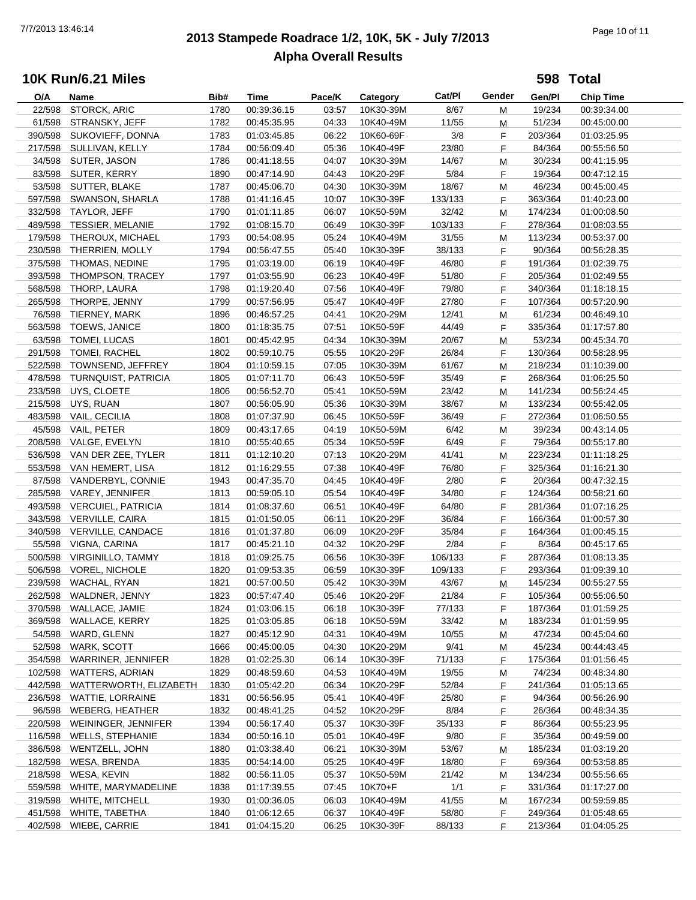# 2013 Stampede Roadrace 1/2, 10K, 5K - July 7/2013

## Alpha Overall Results

### 10K Run/6.21 Miles

**598 Total**

| O/A | Name | Bib# | Time | Pace/K | Category | Cat/Pl | Gender | Gen/Pl | Chip Time |
|---|---|---|---|---|---|---|---|---|---|
| 22/598 | STORCK, ARIC | 1780 | 00:39:36.15 | 03:57 | 10K30-39M | 8/67 | M | 19/234 | 00:39:34.00 |
| 61/598 | STRANSKY, JEFF | 1782 | 00:45:35.95 | 04:33 | 10K40-49M | 11/55 | M | 51/234 | 00:45:00.00 |
| 390/598 | SUKOVIEFF, DONNA | 1783 | 01:03:45.85 | 06:22 | 10K60-69F | 3/8 | F | 203/364 | 01:03:25.95 |
| 217/598 | SULLIVAN, KELLY | 1784 | 00:56:09.40 | 05:36 | 10K40-49F | 23/80 | F | 84/364 | 00:55:56.50 |
| 34/598 | SUTER, JASON | 1786 | 00:41:18.55 | 04:07 | 10K30-39M | 14/67 | M | 30/234 | 00:41:15.95 |
| 83/598 | SUTER, KERRY | 1890 | 00:47:14.90 | 04:43 | 10K20-29F | 5/84 | F | 19/364 | 00:47:12.15 |
| 53/598 | SUTTER, BLAKE | 1787 | 00:45:06.70 | 04:30 | 10K30-39M | 18/67 | M | 46/234 | 00:45:00.45 |
| 597/598 | SWANSON, SHARLA | 1788 | 01:41:16.45 | 10:07 | 10K30-39F | 133/133 | F | 363/364 | 01:40:23.00 |
| 332/598 | TAYLOR, JEFF | 1790 | 01:01:11.85 | 06:07 | 10K50-59M | 32/42 | M | 174/234 | 01:00:08.50 |
| 489/598 | TESSIER, MELANIE | 1792 | 01:08:15.70 | 06:49 | 10K30-39F | 103/133 | F | 278/364 | 01:08:03.55 |
| 179/598 | THEROUX, MICHAEL | 1793 | 00:54:08.95 | 05:24 | 10K40-49M | 31/55 | M | 113/234 | 00:53:37.00 |
| 230/598 | THERRIEN, MOLLY | 1794 | 00:56:47.55 | 05:40 | 10K30-39F | 38/133 | F | 90/364 | 00:56:28.35 |
| 375/598 | THOMAS, NEDINE | 1795 | 01:03:19.00 | 06:19 | 10K40-49F | 46/80 | F | 191/364 | 01:02:39.75 |
| 393/598 | THOMPSON, TRACEY | 1797 | 01:03:55.90 | 06:23 | 10K40-49F | 51/80 | F | 205/364 | 01:02:49.55 |
| 568/598 | THORP, LAURA | 1798 | 01:19:20.40 | 07:56 | 10K40-49F | 79/80 | F | 340/364 | 01:18:18.15 |
| 265/598 | THORPE, JENNY | 1799 | 00:57:56.95 | 05:47 | 10K40-49F | 27/80 | F | 107/364 | 00:57:20.90 |
| 76/598 | TIERNEY, MARK | 1896 | 00:46:57.25 | 04:41 | 10K20-29M | 12/41 | M | 61/234 | 00:46:49.10 |
| 563/598 | TOEWS, JANICE | 1800 | 01:18:35.75 | 07:51 | 10K50-59F | 44/49 | F | 335/364 | 01:17:57.80 |
| 63/598 | TOMEI, LUCAS | 1801 | 00:45:42.95 | 04:34 | 10K30-39M | 20/67 | M | 53/234 | 00:45:34.70 |
| 291/598 | TOMEI, RACHEL | 1802 | 00:59:10.75 | 05:55 | 10K20-29F | 26/84 | F | 130/364 | 00:58:28.95 |
| 522/598 | TOWNSEND, JEFFREY | 1804 | 01:10:59.15 | 07:05 | 10K30-39M | 61/67 | M | 218/234 | 01:10:39.00 |
| 478/598 | TURNQUIST, PATRICIA | 1805 | 01:07:11.70 | 06:43 | 10K50-59F | 35/49 | F | 268/364 | 01:06:25.50 |
| 233/598 | UYS, CLOETE | 1806 | 00:56:52.70 | 05:41 | 10K50-59M | 23/42 | M | 141/234 | 00:56:24.45 |
| 215/598 | UYS, RUAN | 1807 | 00:56:05.90 | 05:36 | 10K30-39M | 38/67 | M | 133/234 | 00:55:42.05 |
| 483/598 | VAIL, CECILIA | 1808 | 01:07:37.90 | 06:45 | 10K50-59F | 36/49 | F | 272/364 | 01:06:50.55 |
| 45/598 | VAIL, PETER | 1809 | 00:43:17.65 | 04:19 | 10K50-59M | 6/42 | M | 39/234 | 00:43:14.05 |
| 208/598 | VALGE, EVELYN | 1810 | 00:55:40.65 | 05:34 | 10K50-59F | 6/49 | F | 79/364 | 00:55:17.80 |
| 536/598 | VAN DER ZEE, TYLER | 1811 | 01:12:10.20 | 07:13 | 10K20-29M | 41/41 | M | 223/234 | 01:11:18.25 |
| 553/598 | VAN HEMERT, LISA | 1812 | 01:16:29.55 | 07:38 | 10K40-49F | 76/80 | F | 325/364 | 01:16:21.30 |
| 87/598 | VANDERBYL, CONNIE | 1943 | 00:47:35.70 | 04:45 | 10K40-49F | 2/80 | F | 20/364 | 00:47:32.15 |
| 285/598 | VAREY, JENNIFER | 1813 | 00:59:05.10 | 05:54 | 10K40-49F | 34/80 | F | 124/364 | 00:58:21.60 |
| 493/598 | VERCUIEL, PATRICIA | 1814 | 01:08:37.60 | 06:51 | 10K40-49F | 64/80 | F | 281/364 | 01:07:16.25 |
| 343/598 | VERVILLE, CAIRA | 1815 | 01:01:50.05 | 06:11 | 10K20-29F | 36/84 | F | 166/364 | 01:00:57.30 |
| 340/598 | VERVILLE, CANDACE | 1816 | 01:01:37.80 | 06:09 | 10K20-29F | 35/84 | F | 164/364 | 01:00:45.15 |
| 55/598 | VIGNA, CARINA | 1817 | 00:45:21.10 | 04:32 | 10K20-29F | 2/84 | F | 8/364 | 00:45:17.65 |
| 500/598 | VIRGINILLO, TAMMY | 1818 | 01:09:25.75 | 06:56 | 10K30-39F | 106/133 | F | 287/364 | 01:08:13.35 |
| 506/598 | VOREL, NICHOLE | 1820 | 01:09:53.35 | 06:59 | 10K30-39F | 109/133 | F | 293/364 | 01:09:39.10 |
| 239/598 | WACHAL, RYAN | 1821 | 00:57:00.50 | 05:42 | 10K30-39M | 43/67 | M | 145/234 | 00:55:27.55 |
| 262/598 | WALDNER, JENNY | 1823 | 00:57:47.40 | 05:46 | 10K20-29F | 21/84 | F | 105/364 | 00:55:06.50 |
| 370/598 | WALLACE, JAMIE | 1824 | 01:03:06.15 | 06:18 | 10K30-39F | 77/133 | F | 187/364 | 01:01:59.25 |
| 369/598 | WALLACE, KERRY | 1825 | 01:03:05.85 | 06:18 | 10K50-59M | 33/42 | M | 183/234 | 01:01:59.95 |
| 54/598 | WARD, GLENN | 1827 | 00:45:12.90 | 04:31 | 10K40-49M | 10/55 | M | 47/234 | 00:45:04.60 |
| 52/598 | WARK, SCOTT | 1666 | 00:45:00.05 | 04:30 | 10K20-29M | 9/41 | M | 45/234 | 00:44:43.45 |
| 354/598 | WARRINER, JENNIFER | 1828 | 01:02:25.30 | 06:14 | 10K30-39F | 71/133 | F | 175/364 | 01:01:56.45 |
| 102/598 | WATTERS, ADRIAN | 1829 | 00:48:59.60 | 04:53 | 10K40-49M | 19/55 | M | 74/234 | 00:48:34.80 |
| 442/598 | WATTERWORTH, ELIZABETH | 1830 | 01:05:42.20 | 06:34 | 10K20-29F | 52/84 | F | 241/364 | 01:05:13.65 |
| 236/598 | WATTIE, LORRAINE | 1831 | 00:56:56.95 | 05:41 | 10K40-49F | 25/80 | F | 94/364 | 00:56:26.90 |
| 96/598 | WEBERG, HEATHER | 1832 | 00:48:41.25 | 04:52 | 10K20-29F | 8/84 | F | 26/364 | 00:48:34.35 |
| 220/598 | WEININGER, JENNIFER | 1394 | 00:56:17.40 | 05:37 | 10K30-39F | 35/133 | F | 86/364 | 00:55:23.95 |
| 116/598 | WELLS, STEPHANIE | 1834 | 00:50:16.10 | 05:01 | 10K40-49F | 9/80 | F | 35/364 | 00:49:59.00 |
| 386/598 | WENTZELL, JOHN | 1880 | 01:03:38.40 | 06:21 | 10K30-39M | 53/67 | M | 185/234 | 01:03:19.20 |
| 182/598 | WESA, BRENDA | 1835 | 00:54:14.00 | 05:25 | 10K40-49F | 18/80 | F | 69/364 | 00:53:58.85 |
| 218/598 | WESA, KEVIN | 1882 | 00:56:11.05 | 05:37 | 10K50-59M | 21/42 | M | 134/234 | 00:55:56.65 |
| 559/598 | WHITE, MARYMADELINE | 1838 | 01:17:39.55 | 07:45 | 10K70+F | 1/1 | F | 331/364 | 01:17:27.00 |
| 319/598 | WHITE, MITCHELL | 1930 | 01:00:36.05 | 06:03 | 10K40-49M | 41/55 | M | 167/234 | 00:59:59.85 |
| 451/598 | WHITE, TABETHA | 1840 | 01:06:12.65 | 06:37 | 10K40-49F | 58/80 | F | 249/364 | 01:05:48.65 |
| 402/598 | WIEBE, CARRIE | 1841 | 01:04:15.20 | 06:25 | 10K30-39F | 88/133 | F | 213/364 | 01:04:05.25 |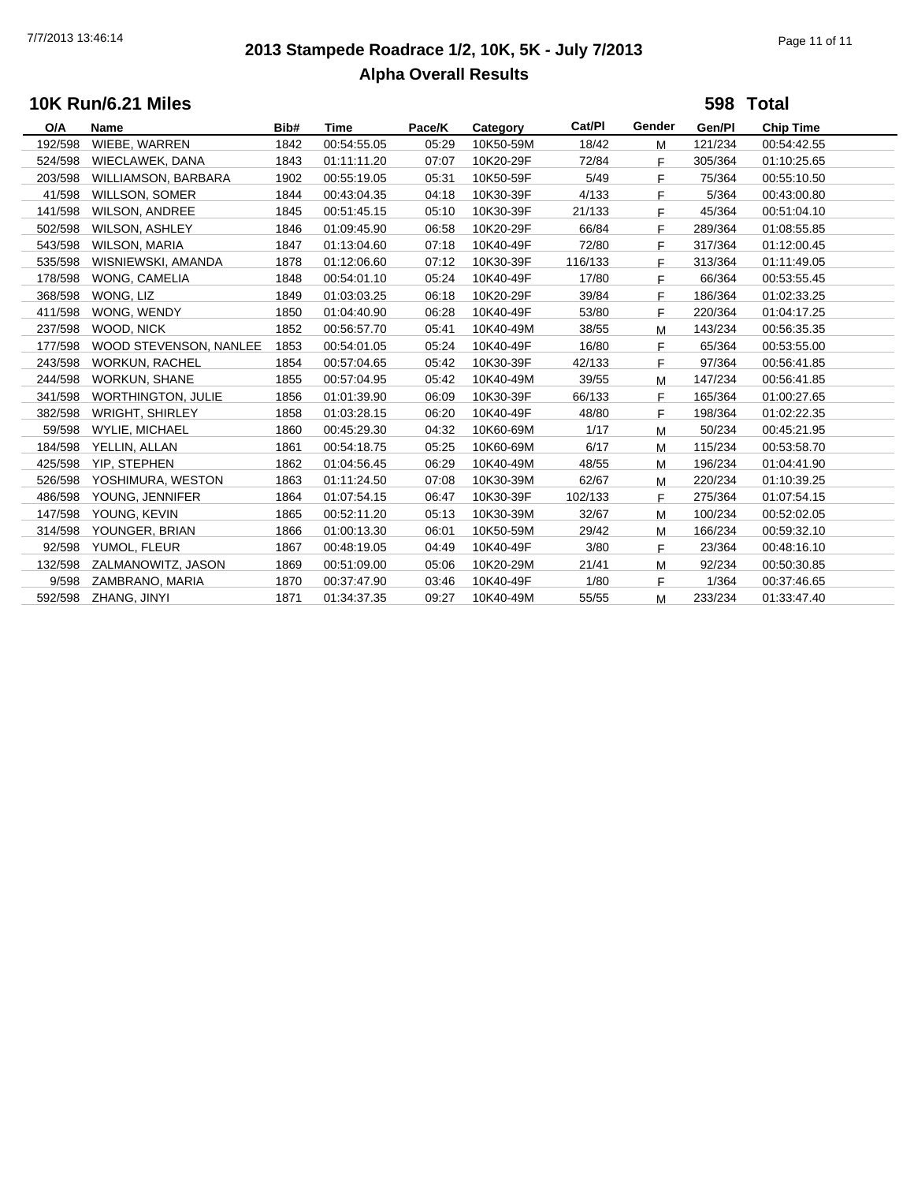## 2013 Stampede Roadrace 1/2, 10K, 5K - July 7/2013

## Alpha Overall Results

### 10K Run/6.21 Miles

**598 Total**

| O/A | Name | Bib# | Time | Pace/K | Category | Cat/Pl | Gender | Gen/Pl | Chip Time |
|---|---|---|---|---|---|---|---|---|---|
| 192/598 | WIEBE, WARREN | 1842 | 00:54:55.05 | 05:29 | 10K50-59M | 18/42 | M | 121/234 | 00:54:42.55 |
| 524/598 | WIECLAWEK, DANA | 1843 | 01:11:11.20 | 07:07 | 10K20-29F | 72/84 | F | 305/364 | 01:10:25.65 |
| 203/598 | WILLIAMSON, BARBARA | 1902 | 00:55:19.05 | 05:31 | 10K50-59F | 5/49 | F | 75/364 | 00:55:10.50 |
| 41/598 | WILLSON, SOMER | 1844 | 00:43:04.35 | 04:18 | 10K30-39F | 4/133 | F | 5/364 | 00:43:00.80 |
| 141/598 | WILSON, ANDREE | 1845 | 00:51:45.15 | 05:10 | 10K30-39F | 21/133 | F | 45/364 | 00:51:04.10 |
| 502/598 | WILSON, ASHLEY | 1846 | 01:09:45.90 | 06:58 | 10K20-29F | 66/84 | F | 289/364 | 01:08:55.85 |
| 543/598 | WILSON, MARIA | 1847 | 01:13:04.60 | 07:18 | 10K40-49F | 72/80 | F | 317/364 | 01:12:00.45 |
| 535/598 | WISNIEWSKI, AMANDA | 1878 | 01:12:06.60 | 07:12 | 10K30-39F | 116/133 | F | 313/364 | 01:11:49.05 |
| 178/598 | WONG, CAMELIA | 1848 | 00:54:01.10 | 05:24 | 10K40-49F | 17/80 | F | 66/364 | 00:53:55.45 |
| 368/598 | WONG, LIZ | 1849 | 01:03:03.25 | 06:18 | 10K20-29F | 39/84 | F | 186/364 | 01:02:33.25 |
| 411/598 | WONG, WENDY | 1850 | 01:04:40.90 | 06:28 | 10K40-49F | 53/80 | F | 220/364 | 01:04:17.25 |
| 237/598 | WOOD, NICK | 1852 | 00:56:57.70 | 05:41 | 10K40-49M | 38/55 | M | 143/234 | 00:56:35.35 |
| 177/598 | WOOD STEVENSON, NANLEE | 1853 | 00:54:01.05 | 05:24 | 10K40-49F | 16/80 | F | 65/364 | 00:53:55.00 |
| 243/598 | WORKUN, RACHEL | 1854 | 00:57:04.65 | 05:42 | 10K30-39F | 42/133 | F | 97/364 | 00:56:41.85 |
| 244/598 | WORKUN, SHANE | 1855 | 00:57:04.95 | 05:42 | 10K40-49M | 39/55 | M | 147/234 | 00:56:41.85 |
| 341/598 | WORTHINGTON, JULIE | 1856 | 01:01:39.90 | 06:09 | 10K30-39F | 66/133 | F | 165/364 | 01:00:27.65 |
| 382/598 | WRIGHT, SHIRLEY | 1858 | 01:03:28.15 | 06:20 | 10K40-49F | 48/80 | F | 198/364 | 01:02:22.35 |
| 59/598 | WYLIE, MICHAEL | 1860 | 00:45:29.30 | 04:32 | 10K60-69M | 1/17 | M | 50/234 | 00:45:21.95 |
| 184/598 | YELLIN, ALLAN | 1861 | 00:54:18.75 | 05:25 | 10K60-69M | 6/17 | M | 115/234 | 00:53:58.70 |
| 425/598 | YIP, STEPHEN | 1862 | 01:04:56.45 | 06:29 | 10K40-49M | 48/55 | M | 196/234 | 01:04:41.90 |
| 526/598 | YOSHIMURA, WESTON | 1863 | 01:11:24.50 | 07:08 | 10K30-39M | 62/67 | M | 220/234 | 01:10:39.25 |
| 486/598 | YOUNG, JENNIFER | 1864 | 01:07:54.15 | 06:47 | 10K30-39F | 102/133 | F | 275/364 | 01:07:54.15 |
| 147/598 | YOUNG, KEVIN | 1865 | 00:52:11.20 | 05:13 | 10K30-39M | 32/67 | M | 100/234 | 00:52:02.05 |
| 314/598 | YOUNGER, BRIAN | 1866 | 01:00:13.30 | 06:01 | 10K50-59M | 29/42 | M | 166/234 | 00:59:32.10 |
| 92/598 | YUMOL, FLEUR | 1867 | 00:48:19.05 | 04:49 | 10K40-49F | 3/80 | F | 23/364 | 00:48:16.10 |
| 132/598 | ZALMANOWITZ, JASON | 1869 | 00:51:09.00 | 05:06 | 10K20-29M | 21/41 | M | 92/234 | 00:50:30.85 |
| 9/598 | ZAMBRANO, MARIA | 1870 | 00:37:47.90 | 03:46 | 10K40-49F | 1/80 | F | 1/364 | 00:37:46.65 |
| 592/598 | ZHANG, JINYI | 1871 | 01:34:37.35 | 09:27 | 10K40-49M | 55/55 | M | 233/234 | 01:33:47.40 |